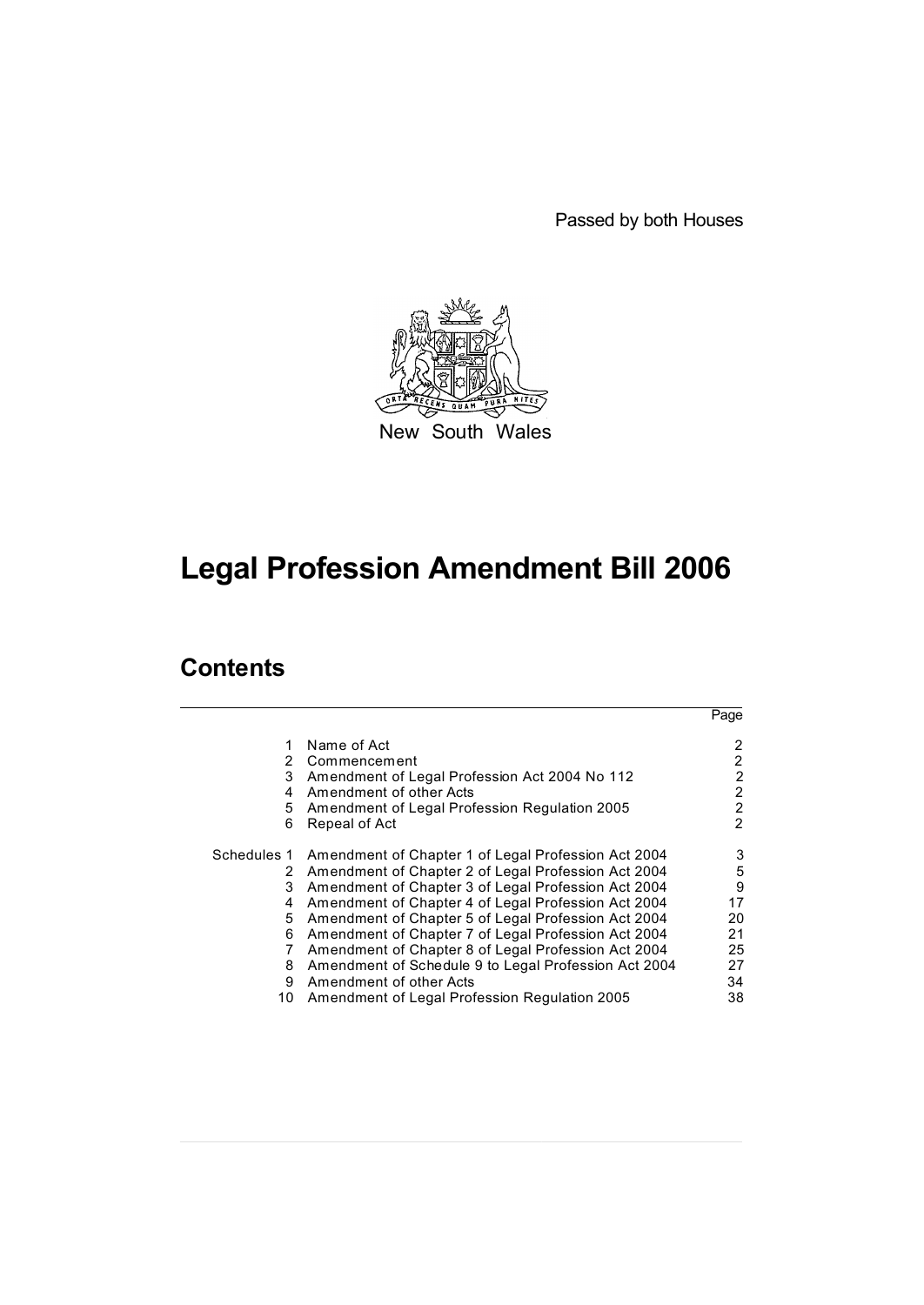Passed by both Houses

New South Wales

# Legal Profession Amendment Bill 2006

## Contents

| | | Page |
|---|---|---|
| 1 | Name of Act | 2 |
| 2 | Commencement | 2 |
| 3 | Amendment of Legal Profession Act 2004 No 112 | 2 |
| 4 | Amendment of other Acts | 2 |
| 5 | Amendment of Legal Profession Regulation 2005 | 2 |
| 6 | Repeal of Act | 2 |
| Schedules 1 | Amendment of Chapter 1 of Legal Profession Act 2004 | 3 |
| 2 | Amendment of Chapter 2 of Legal Profession Act 2004 | 5 |
| 3 | Amendment of Chapter 3 of Legal Profession Act 2004 | 9 |
| 4 | Amendment of Chapter 4 of Legal Profession Act 2004 | 17 |
| 5 | Amendment of Chapter 5 of Legal Profession Act 2004 | 20 |
| 6 | Amendment of Chapter 7 of Legal Profession Act 2004 | 21 |
| 7 | Amendment of Chapter 8 of Legal Profession Act 2004 | 25 |
| 8 | Amendment of Schedule 9 to Legal Profession Act 2004 | 27 |
| 9 | Amendment of other Acts | 34 |
| 10 | Amendment of Legal Profession Regulation 2005 | 38 |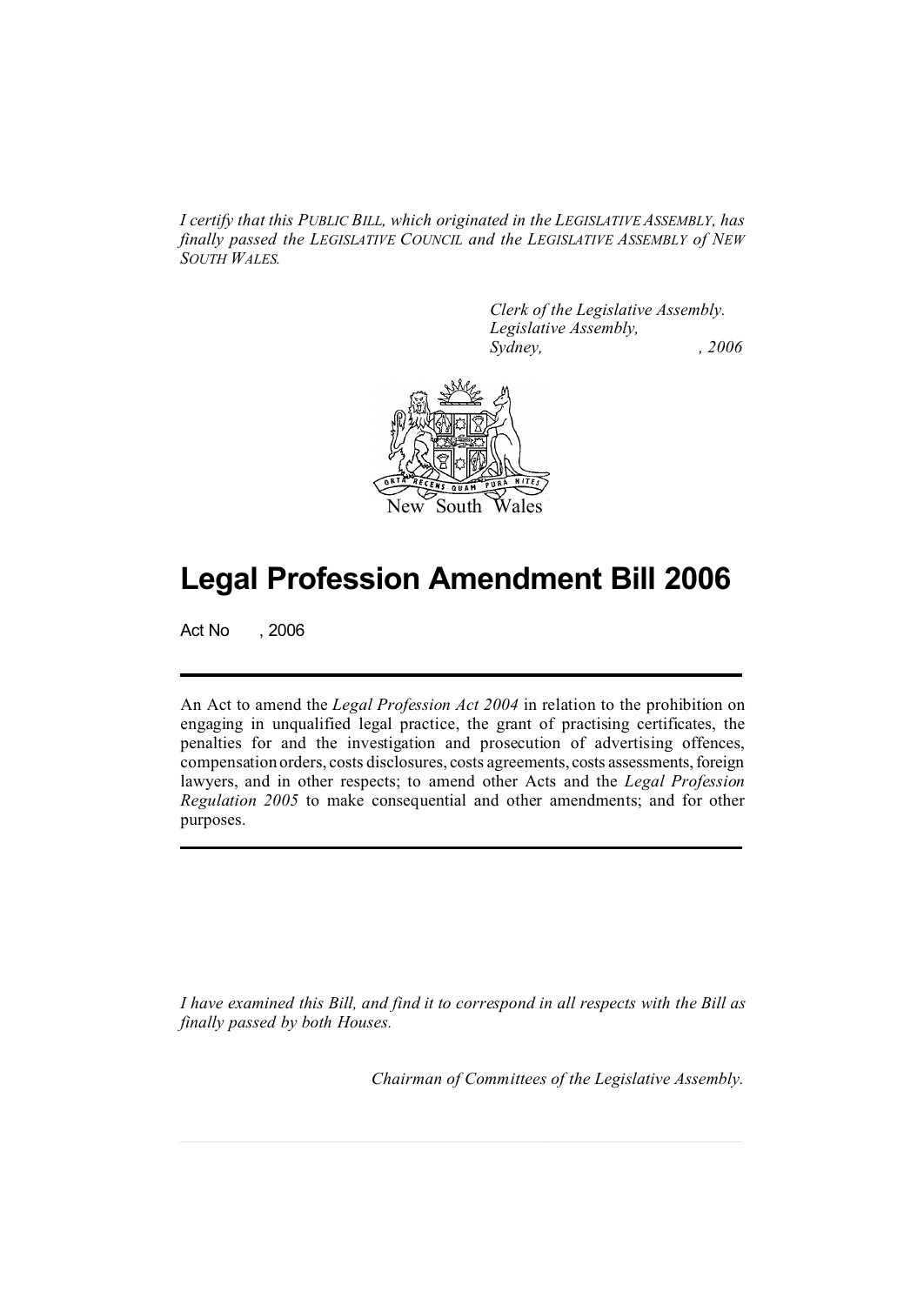*I certify that this PUBLIC BILL, which originated in the LEGISLATIVE ASSEMBLY, has finally passed the LEGISLATIVE COUNCIL and the LEGISLATIVE ASSEMBLY of NEW SOUTH WALES.*

*Clerk of the Legislative Assembly.*
*Legislative Assembly,*
*Sydney, , 2006*

New South Wales

# Legal Profession Amendment Bill 2006

Act No , 2006

An Act to amend the *Legal Profession Act 2004* in relation to the prohibition on engaging in unqualified legal practice, the grant of practising certificates, the penalties for and the investigation and prosecution of advertising offences, compensation orders, costs disclosures, costs agreements, costs assessments, foreign lawyers, and in other respects; to amend other Acts and the *Legal Profession Regulation 2005* to make consequential and other amendments; and for other purposes.

*I have examined this Bill, and find it to correspond in all respects with the Bill as finally passed by both Houses.*

*Chairman of Committees of the Legislative Assembly.*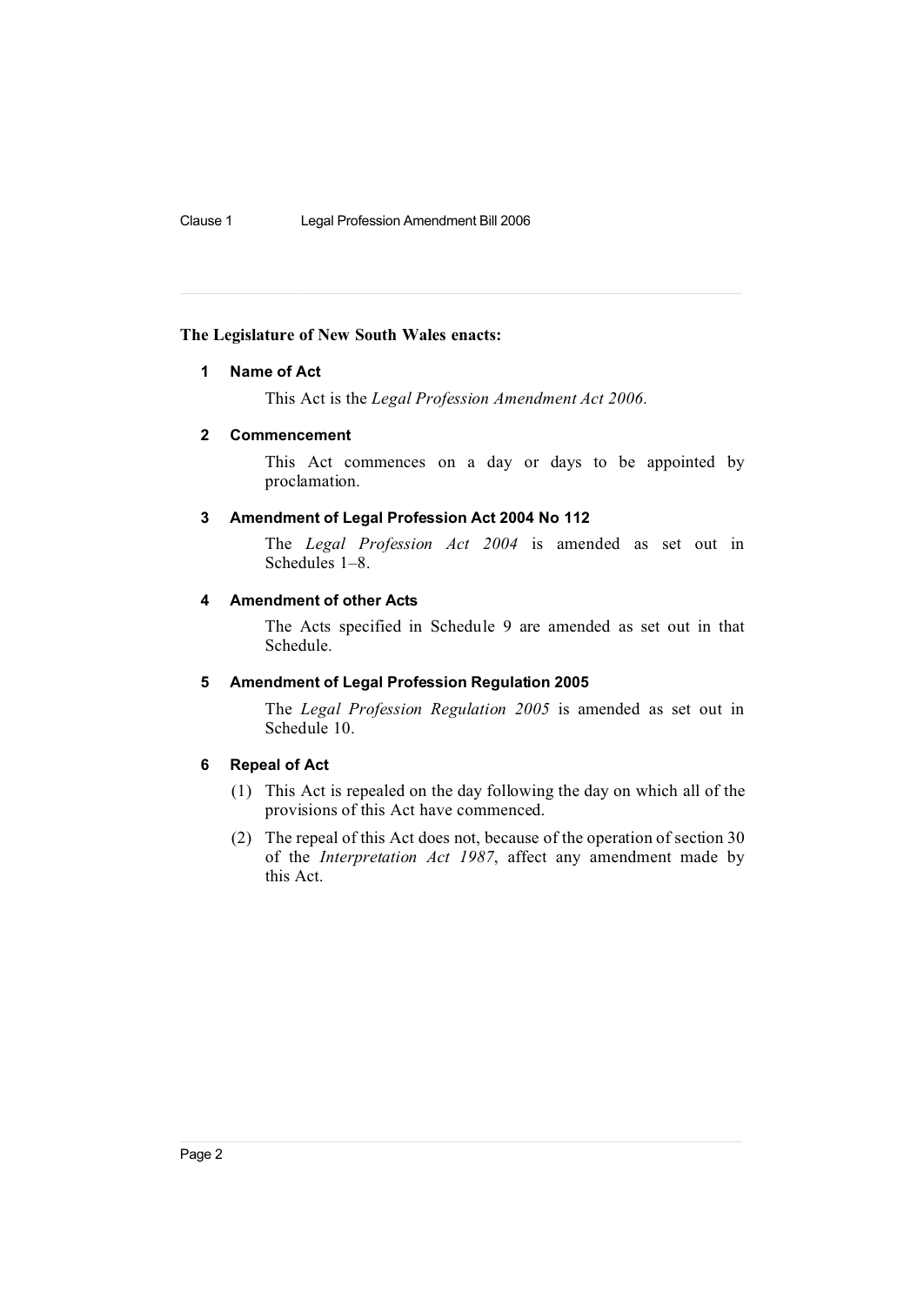**The Legislature of New South Wales enacts:**

### 1 Name of Act

This Act is the *Legal Profession Amendment Act 2006*.

### 2 Commencement

This Act commences on a day or days to be appointed by proclamation.

### 3 Amendment of Legal Profession Act 2004 No 112

The *Legal Profession Act 2004* is amended as set out in Schedules 1–8.

### 4 Amendment of other Acts

The Acts specified in Schedule 9 are amended as set out in that Schedule.

### 5 Amendment of Legal Profession Regulation 2005

The *Legal Profession Regulation 2005* is amended as set out in Schedule 10.

### 6 Repeal of Act

(1) This Act is repealed on the day following the day on which all of the provisions of this Act have commenced.

(2) The repeal of this Act does not, because of the operation of section 30 of the *Interpretation Act 1987*, affect any amendment made by this Act.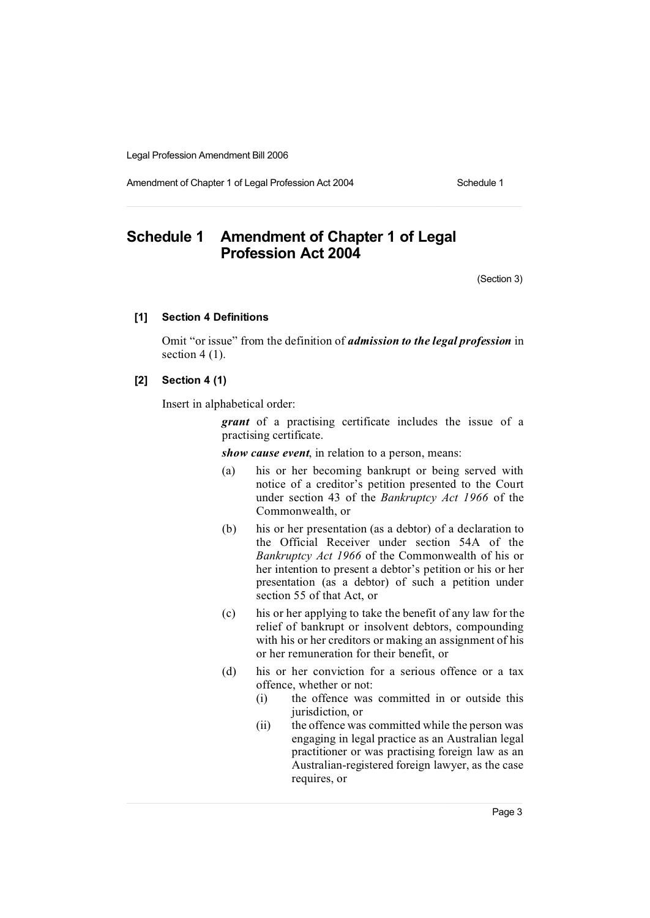# Schedule 1 Amendment of Chapter 1 of Legal Profession Act 2004

(Section 3)

### [1] Section 4 Definitions

Omit "or issue" from the definition of ***admission to the legal profession*** in section 4 (1).

### [2] Section 4 (1)

Insert in alphabetical order:

> ***grant*** of a practising certificate includes the issue of a practising certificate.
>
> ***show cause event***, in relation to a person, means:
>
> (a) his or her becoming bankrupt or being served with notice of a creditor's petition presented to the Court under section 43 of the *Bankruptcy Act 1966* of the Commonwealth, or
>
> (b) his or her presentation (as a debtor) of a declaration to the Official Receiver under section 54A of the *Bankruptcy Act 1966* of the Commonwealth of his or her intention to present a debtor's petition or his or her presentation (as a debtor) of such a petition under section 55 of that Act, or
>
> (c) his or her applying to take the benefit of any law for the relief of bankrupt or insolvent debtors, compounding with his or her creditors or making an assignment of his or her remuneration for their benefit, or
>
> (d) his or her conviction for a serious offence or a tax offence, whether or not:
>
> (i) the offence was committed in or outside this jurisdiction, or
>
> (ii) the offence was committed while the person was engaging in legal practice as an Australian legal practitioner or was practising foreign law as an Australian-registered foreign lawyer, as the case requires, or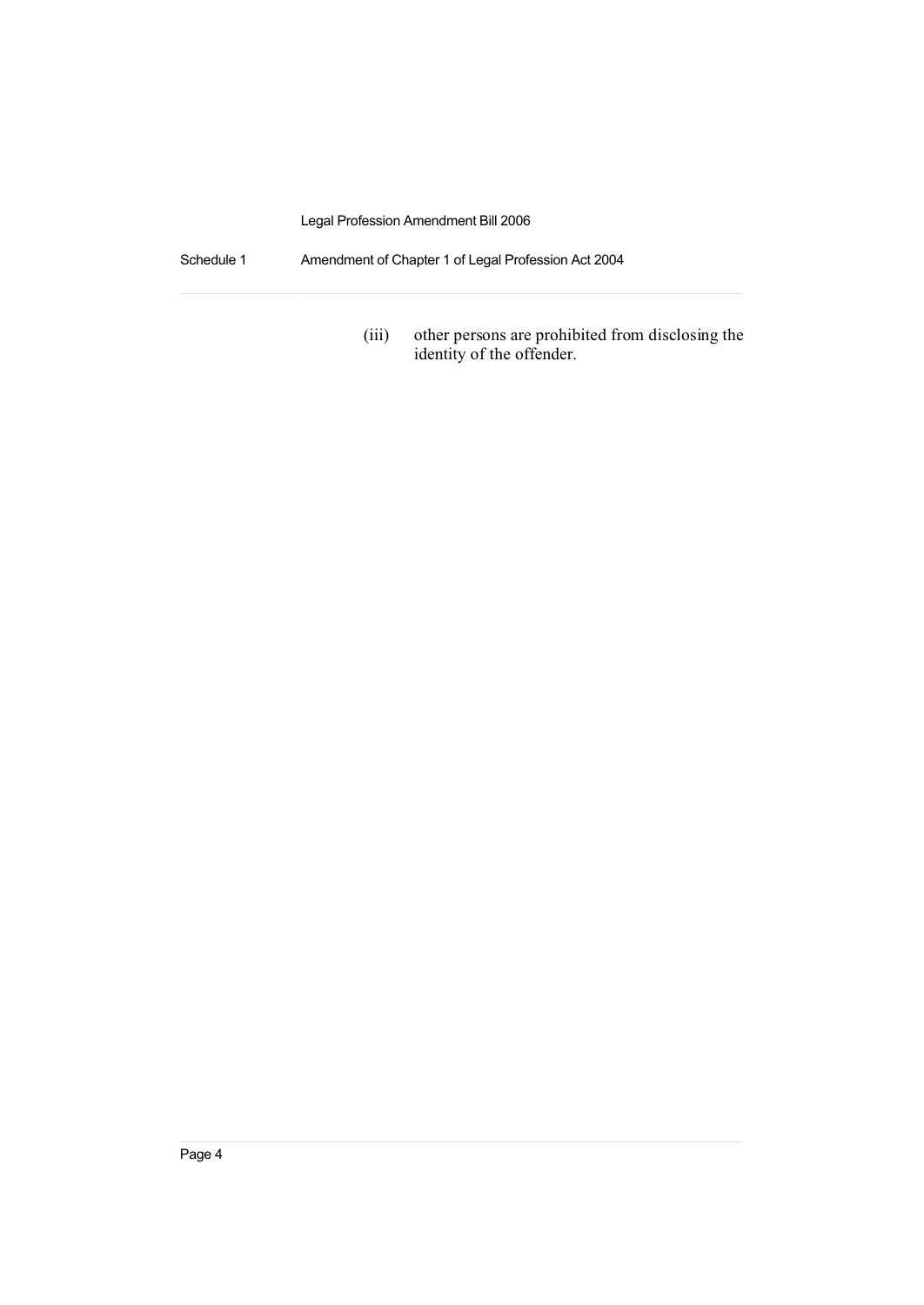(iii) other persons are prohibited from disclosing the identity of the offender.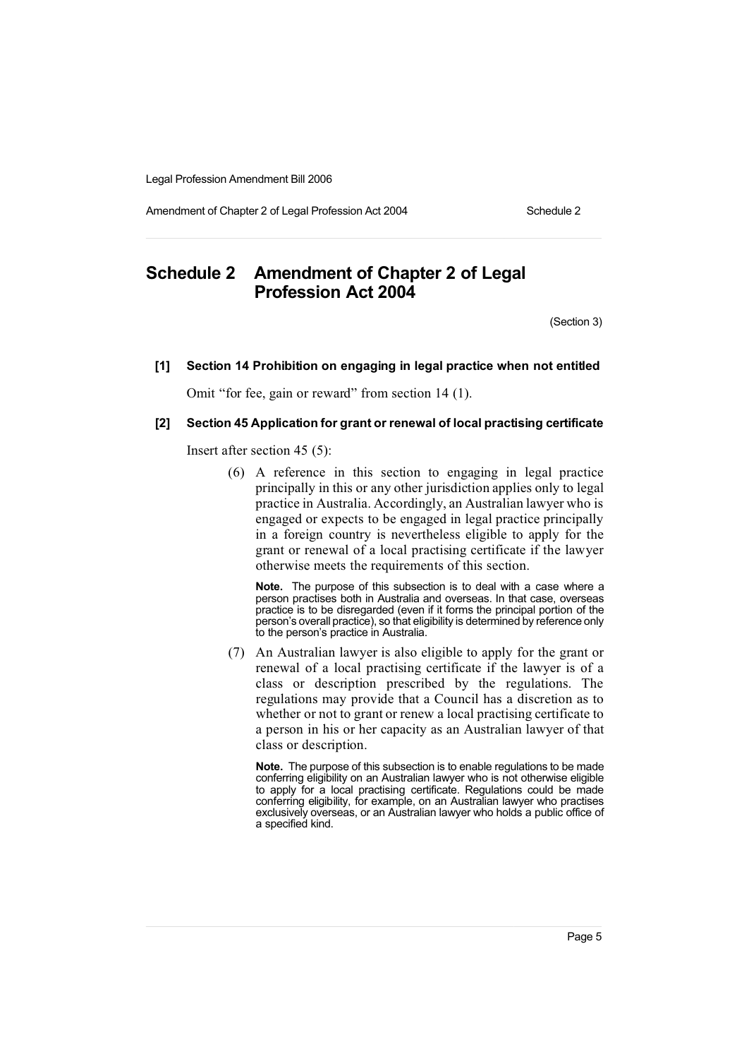# Schedule 2 Amendment of Chapter 2 of Legal Profession Act 2004

(Section 3)

**[1] Section 14 Prohibition on engaging in legal practice when not entitled**

Omit "for fee, gain or reward" from section 14 (1).

**[2] Section 45 Application for grant or renewal of local practising certificate**

Insert after section 45 (5):

(6) A reference in this section to engaging in legal practice principally in this or any other jurisdiction applies only to legal practice in Australia. Accordingly, an Australian lawyer who is engaged or expects to be engaged in legal practice principally in a foreign country is nevertheless eligible to apply for the grant or renewal of a local practising certificate if the lawyer otherwise meets the requirements of this section.

**Note.** The purpose of this subsection is to deal with a case where a person practises both in Australia and overseas. In that case, overseas practice is to be disregarded (even if it forms the principal portion of the person's overall practice), so that eligibility is determined by reference only to the person's practice in Australia.

(7) An Australian lawyer is also eligible to apply for the grant or renewal of a local practising certificate if the lawyer is of a class or description prescribed by the regulations. The regulations may provide that a Council has a discretion as to whether or not to grant or renew a local practising certificate to a person in his or her capacity as an Australian lawyer of that class or description.

**Note.** The purpose of this subsection is to enable regulations to be made conferring eligibility on an Australian lawyer who is not otherwise eligible to apply for a local practising certificate. Regulations could be made conferring eligibility, for example, on an Australian lawyer who practises exclusively overseas, or an Australian lawyer who holds a public office of a specified kind.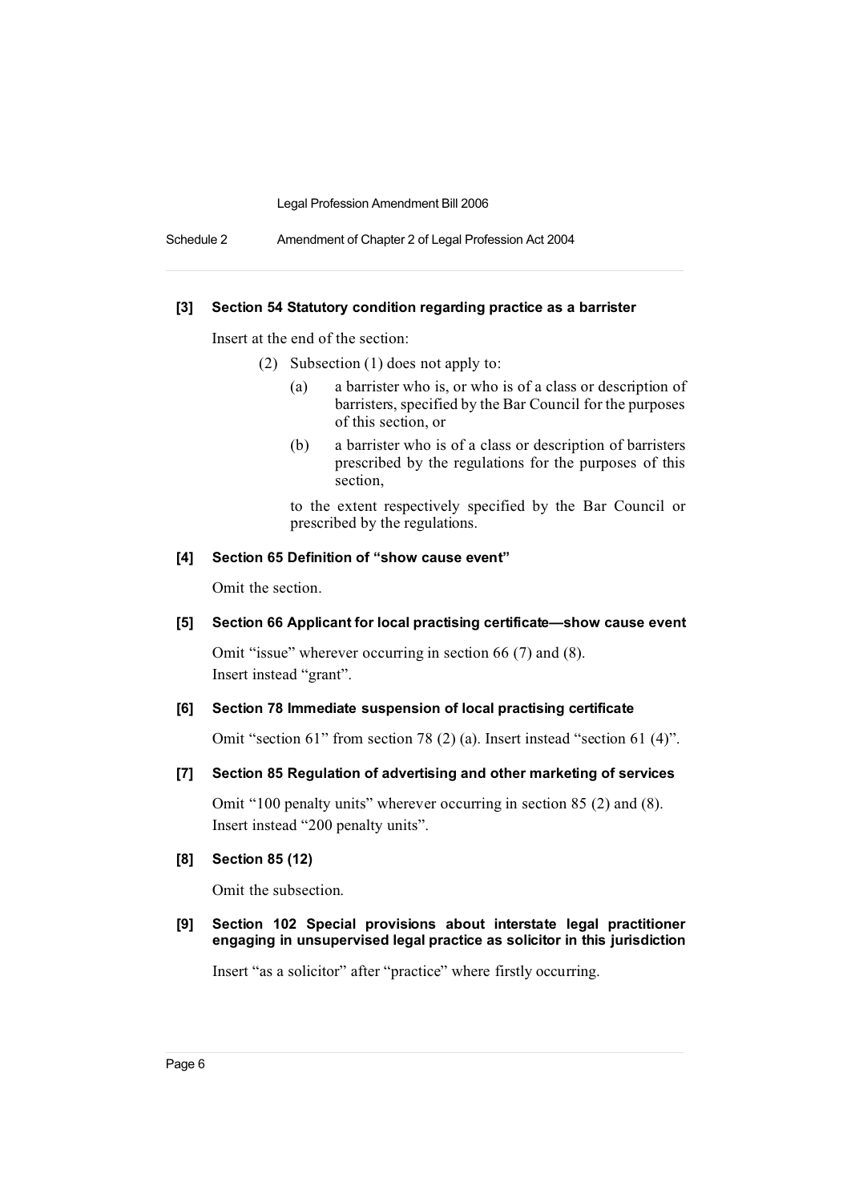#### [3] Section 54 Statutory condition regarding practice as a barrister

Insert at the end of the section:

(2) Subsection (1) does not apply to:

(a) a barrister who is, or who is of a class or description of barristers, specified by the Bar Council for the purposes of this section, or

(b) a barrister who is of a class or description of barristers prescribed by the regulations for the purposes of this section,

to the extent respectively specified by the Bar Council or prescribed by the regulations.

#### [4] Section 65 Definition of "show cause event"

Omit the section.

#### [5] Section 66 Applicant for local practising certificate—show cause event

Omit "issue" wherever occurring in section 66 (7) and (8).
Insert instead "grant".

#### [6] Section 78 Immediate suspension of local practising certificate

Omit "section 61" from section 78 (2) (a). Insert instead "section 61 (4)".

#### [7] Section 85 Regulation of advertising and other marketing of services

Omit "100 penalty units" wherever occurring in section 85 (2) and (8).
Insert instead "200 penalty units".

#### [8] Section 85 (12)

Omit the subsection.

#### [9] Section 102 Special provisions about interstate legal practitioner engaging in unsupervised legal practice as solicitor in this jurisdiction

Insert "as a solicitor" after "practice" where firstly occurring.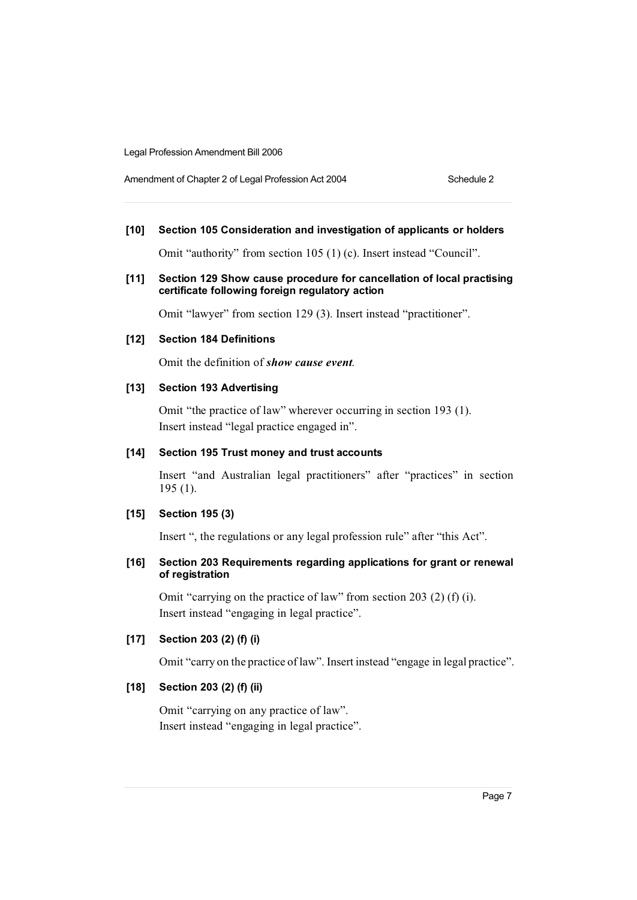**[10] Section 105 Consideration and investigation of applicants or holders**

Omit "authority" from section 105 (1) (c). Insert instead "Council".

**[11] Section 129 Show cause procedure for cancellation of local practising certificate following foreign regulatory action**

Omit "lawyer" from section 129 (3). Insert instead "practitioner".

**[12] Section 184 Definitions**

Omit the definition of ***show cause event***.

**[13] Section 193 Advertising**

Omit "the practice of law" wherever occurring in section 193 (1). Insert instead "legal practice engaged in".

**[14] Section 195 Trust money and trust accounts**

Insert "and Australian legal practitioners" after "practices" in section 195 (1).

**[15] Section 195 (3)**

Insert ", the regulations or any legal profession rule" after "this Act".

**[16] Section 203 Requirements regarding applications for grant or renewal of registration**

Omit "carrying on the practice of law" from section 203 (2) (f) (i). Insert instead "engaging in legal practice".

**[17] Section 203 (2) (f) (i)**

Omit "carry on the practice of law". Insert instead "engage in legal practice".

**[18] Section 203 (2) (f) (ii)**

Omit "carrying on any practice of law". Insert instead "engaging in legal practice".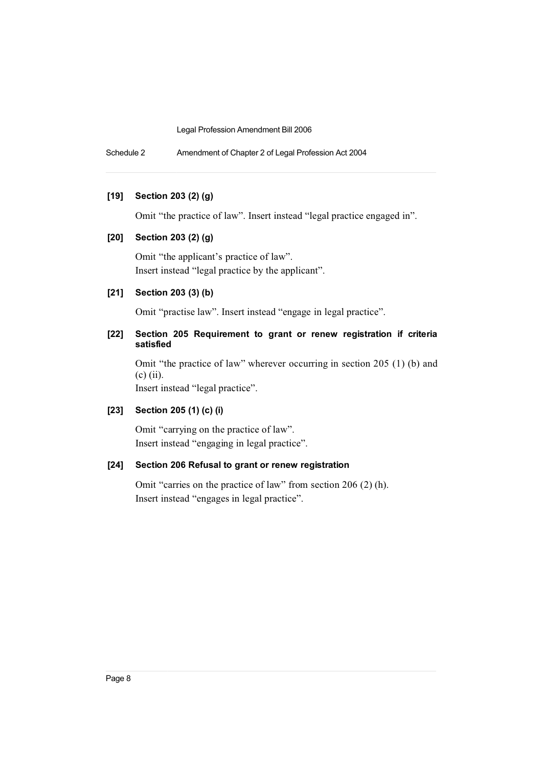**[19] Section 203 (2) (g)**

Omit "the practice of law". Insert instead "legal practice engaged in".

**[20] Section 203 (2) (g)**

Omit "the applicant's practice of law".
Insert instead "legal practice by the applicant".

**[21] Section 203 (3) (b)**

Omit "practise law". Insert instead "engage in legal practice".

**[22] Section 205 Requirement to grant or renew registration if criteria satisfied**

Omit "the practice of law" wherever occurring in section 205 (1) (b) and (c) (ii).
Insert instead "legal practice".

**[23] Section 205 (1) (c) (i)**

Omit "carrying on the practice of law".
Insert instead "engaging in legal practice".

**[24] Section 206 Refusal to grant or renew registration**

Omit "carries on the practice of law" from section 206 (2) (h).
Insert instead "engages in legal practice".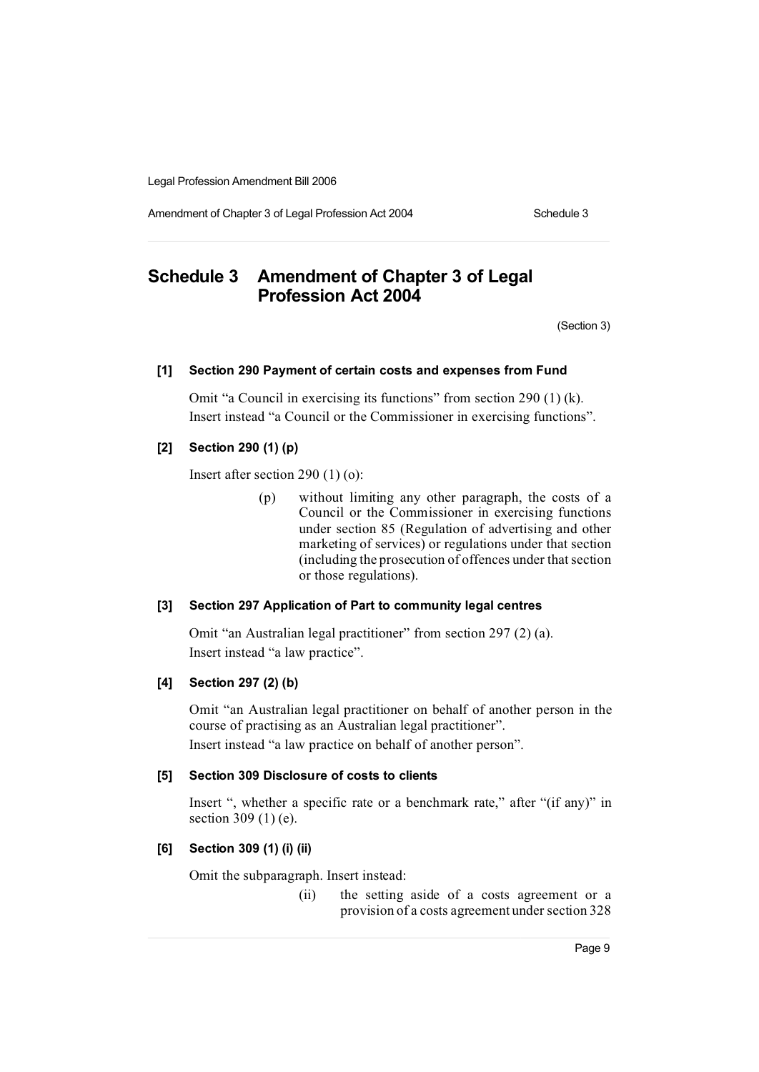# Schedule 3 Amendment of Chapter 3 of Legal Profession Act 2004

(Section 3)

**[1] Section 290 Payment of certain costs and expenses from Fund**

Omit "a Council in exercising its functions" from section 290 (1) (k). Insert instead "a Council or the Commissioner in exercising functions".

**[2] Section 290 (1) (p)**

Insert after section 290 (1) (o):

> (p) without limiting any other paragraph, the costs of a Council or the Commissioner in exercising functions under section 85 (Regulation of advertising and other marketing of services) or regulations under that section (including the prosecution of offences under that section or those regulations).

**[3] Section 297 Application of Part to community legal centres**

Omit "an Australian legal practitioner" from section 297 (2) (a). Insert instead "a law practice".

**[4] Section 297 (2) (b)**

Omit "an Australian legal practitioner on behalf of another person in the course of practising as an Australian legal practitioner". Insert instead "a law practice on behalf of another person".

**[5] Section 309 Disclosure of costs to clients**

Insert ", whether a specific rate or a benchmark rate," after "(if any)" in section 309 (1) (e).

**[6] Section 309 (1) (i) (ii)**

Omit the subparagraph. Insert instead:

> (ii) the setting aside of a costs agreement or a provision of a costs agreement under section 328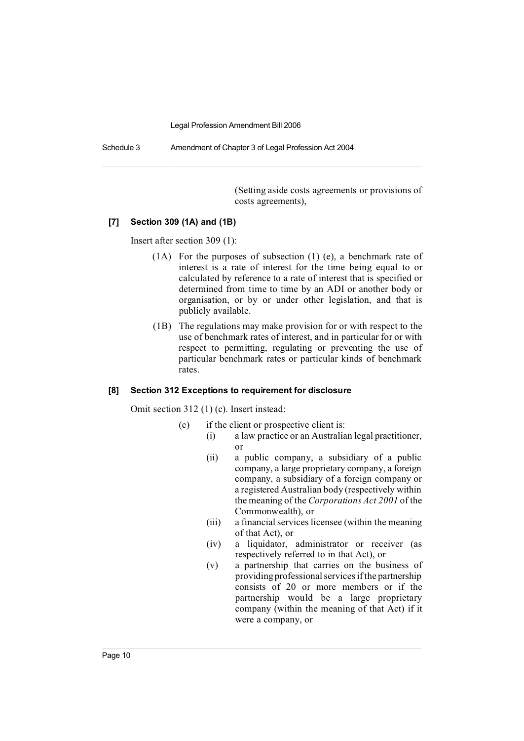(Setting aside costs agreements or provisions of costs agreements),

**[7] Section 309 (1A) and (1B)**

Insert after section 309 (1):

(1A) For the purposes of subsection (1) (e), a benchmark rate of interest is a rate of interest for the time being equal to or calculated by reference to a rate of interest that is specified or determined from time to time by an ADI or another body or organisation, or by or under other legislation, and that is publicly available.

(1B) The regulations may make provision for or with respect to the use of benchmark rates of interest, and in particular for or with respect to permitting, regulating or preventing the use of particular benchmark rates or particular kinds of benchmark rates.

**[8] Section 312 Exceptions to requirement for disclosure**

Omit section 312 (1) (c). Insert instead:

(c) if the client or prospective client is:

(i) a law practice or an Australian legal practitioner, or

(ii) a public company, a subsidiary of a public company, a large proprietary company, a foreign company, a subsidiary of a foreign company or a registered Australian body (respectively within the meaning of the *Corporations Act 2001* of the Commonwealth), or

(iii) a financial services licensee (within the meaning of that Act), or

(iv) a liquidator, administrator or receiver (as respectively referred to in that Act), or

(v) a partnership that carries on the business of providing professional services if the partnership consists of 20 or more members or if the partnership would be a large proprietary company (within the meaning of that Act) if it were a company, or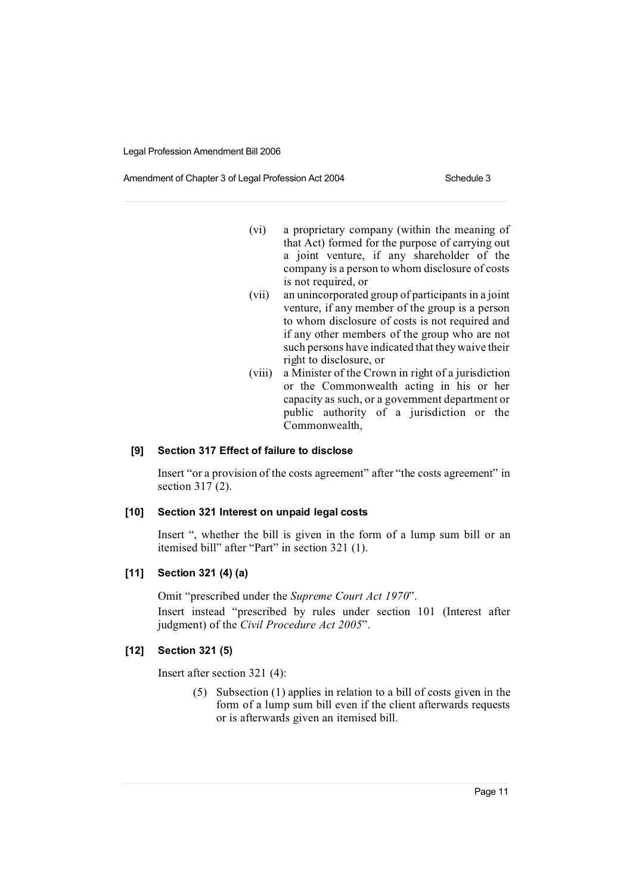(vi) a proprietary company (within the meaning of that Act) formed for the purpose of carrying out a joint venture, if any shareholder of the company is a person to whom disclosure of costs is not required, or

(vii) an unincorporated group of participants in a joint venture, if any member of the group is a person to whom disclosure of costs is not required and if any other members of the group who are not such persons have indicated that they waive their right to disclosure, or

(viii) a Minister of the Crown in right of a jurisdiction or the Commonwealth acting in his or her capacity as such, or a government department or public authority of a jurisdiction or the Commonwealth,

#### [9] Section 317 Effect of failure to disclose

Insert "or a provision of the costs agreement" after "the costs agreement" in section 317 (2).

#### [10] Section 321 Interest on unpaid legal costs

Insert ", whether the bill is given in the form of a lump sum bill or an itemised bill" after "Part" in section 321 (1).

#### [11] Section 321 (4) (a)

Omit "prescribed under the *Supreme Court Act 1970*".

Insert instead "prescribed by rules under section 101 (Interest after judgment) of the *Civil Procedure Act 2005*".

#### [12] Section 321 (5)

Insert after section 321 (4):

> (5) Subsection (1) applies in relation to a bill of costs given in the form of a lump sum bill even if the client afterwards requests or is afterwards given an itemised bill.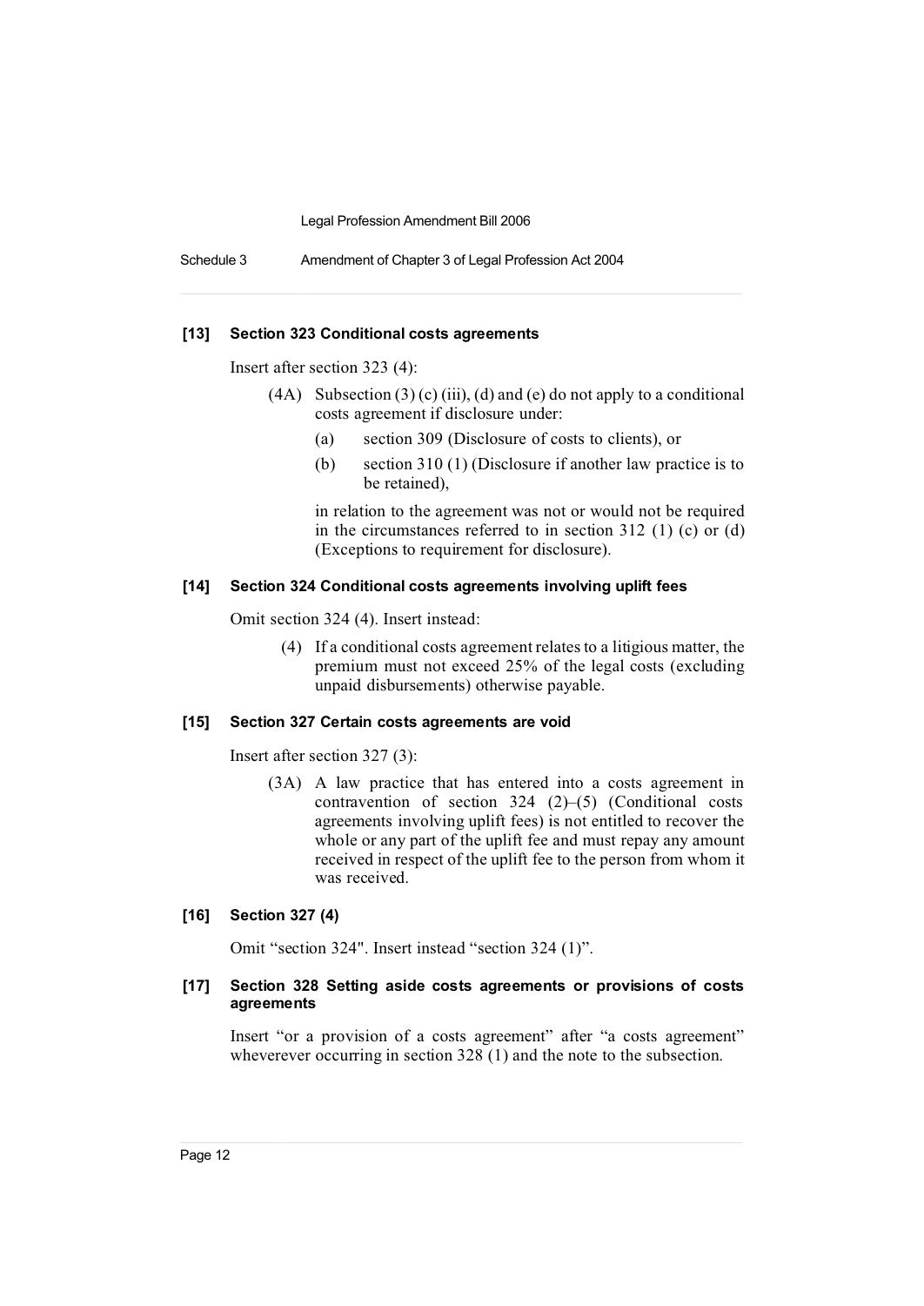**[13] Section 323 Conditional costs agreements**

Insert after section 323 (4):

(4A) Subsection (3) (c) (iii), (d) and (e) do not apply to a conditional costs agreement if disclosure under:

- (a) section 309 (Disclosure of costs to clients), or
- (b) section 310 (1) (Disclosure if another law practice is to be retained),

in relation to the agreement was not or would not be required in the circumstances referred to in section 312 (1) (c) or (d) (Exceptions to requirement for disclosure).

**[14] Section 324 Conditional costs agreements involving uplift fees**

Omit section 324 (4). Insert instead:

(4) If a conditional costs agreement relates to a litigious matter, the premium must not exceed 25% of the legal costs (excluding unpaid disbursements) otherwise payable.

**[15] Section 327 Certain costs agreements are void**

Insert after section 327 (3):

(3A) A law practice that has entered into a costs agreement in contravention of section 324 (2)–(5) (Conditional costs agreements involving uplift fees) is not entitled to recover the whole or any part of the uplift fee and must repay any amount received in respect of the uplift fee to the person from whom it was received.

**[16] Section 327 (4)**

Omit "section 324". Insert instead "section 324 (1)".

**[17] Section 328 Setting aside costs agreements or provisions of costs agreements**

Insert "or a provision of a costs agreement" after "a costs agreement" whereverever occurring in section 328 (1) and the note to the subsection.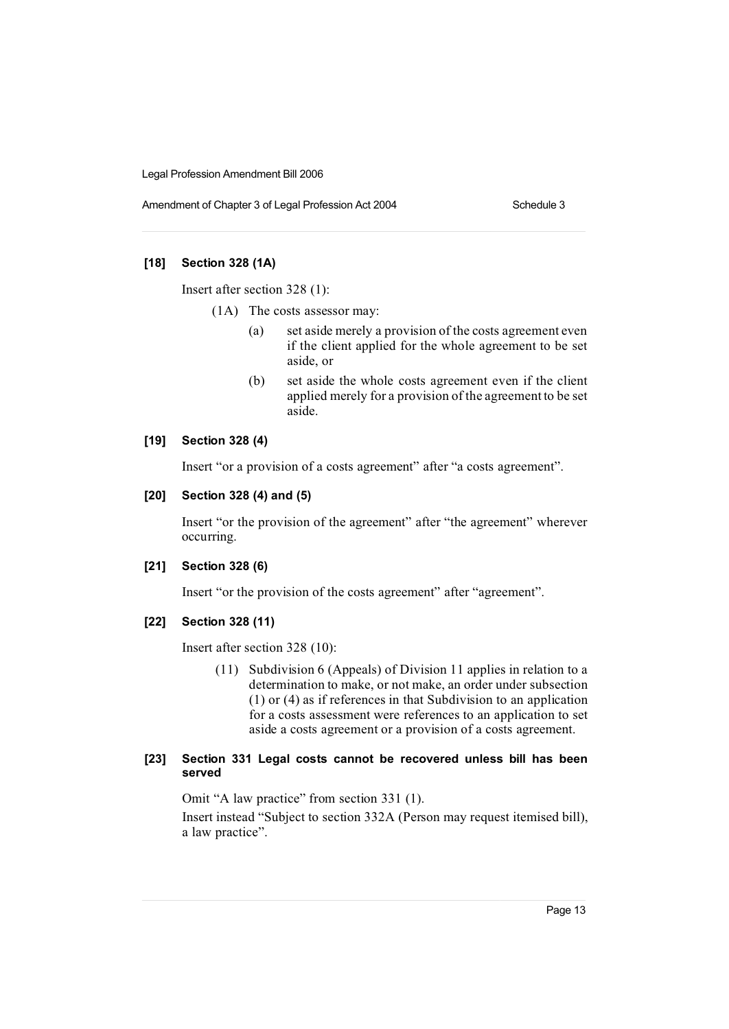#### [18] Section 328 (1A)

Insert after section 328 (1):

(1A) The costs assessor may:

(a) set aside merely a provision of the costs agreement even if the client applied for the whole agreement to be set aside, or

(b) set aside the whole costs agreement even if the client applied merely for a provision of the agreement to be set aside.

#### [19] Section 328 (4)

Insert "or a provision of a costs agreement" after "a costs agreement".

#### [20] Section 328 (4) and (5)

Insert "or the provision of the agreement" after "the agreement" wherever occurring.

#### [21] Section 328 (6)

Insert "or the provision of the costs agreement" after "agreement".

#### [22] Section 328 (11)

Insert after section 328 (10):

(11) Subdivision 6 (Appeals) of Division 11 applies in relation to a determination to make, or not make, an order under subsection (1) or (4) as if references in that Subdivision to an application for a costs assessment were references to an application to set aside a costs agreement or a provision of a costs agreement.

#### [23] Section 331 Legal costs cannot be recovered unless bill has been served

Omit "A law practice" from section 331 (1).

Insert instead "Subject to section 332A (Person may request itemised bill), a law practice".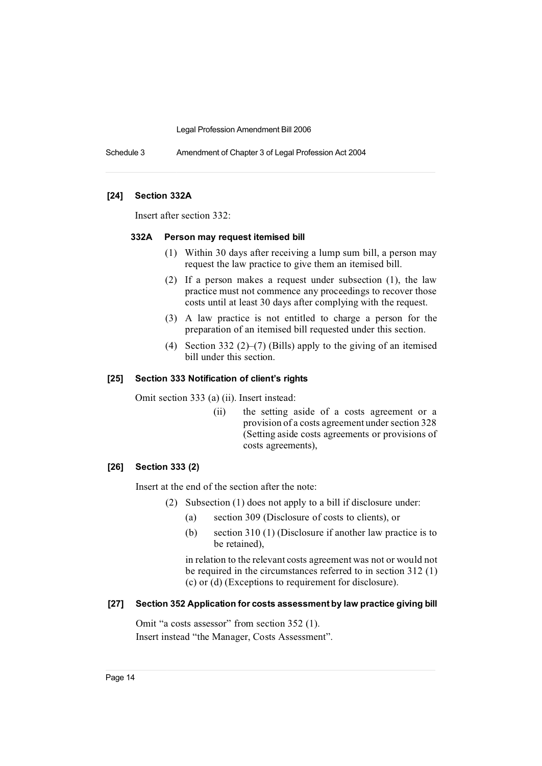**[24] Section 332A**

Insert after section 332:

**332A Person may request itemised bill**

(1) Within 30 days after receiving a lump sum bill, a person may request the law practice to give them an itemised bill.

(2) If a person makes a request under subsection (1), the law practice must not commence any proceedings to recover those costs until at least 30 days after complying with the request.

(3) A law practice is not entitled to charge a person for the preparation of an itemised bill requested under this section.

(4) Section 332 (2)–(7) (Bills) apply to the giving of an itemised bill under this section.

**[25] Section 333 Notification of client's rights**

Omit section 333 (a) (ii). Insert instead:

(ii) the setting aside of a costs agreement or a provision of a costs agreement under section 328 (Setting aside costs agreements or provisions of costs agreements),

**[26] Section 333 (2)**

Insert at the end of the section after the note:

(2) Subsection (1) does not apply to a bill if disclosure under:

(a) section 309 (Disclosure of costs to clients), or

(b) section 310 (1) (Disclosure if another law practice is to be retained),

in relation to the relevant costs agreement was not or would not be required in the circumstances referred to in section 312 (1) (c) or (d) (Exceptions to requirement for disclosure).

**[27] Section 352 Application for costs assessment by law practice giving bill**

Omit "a costs assessor" from section 352 (1).

Insert instead "the Manager, Costs Assessment".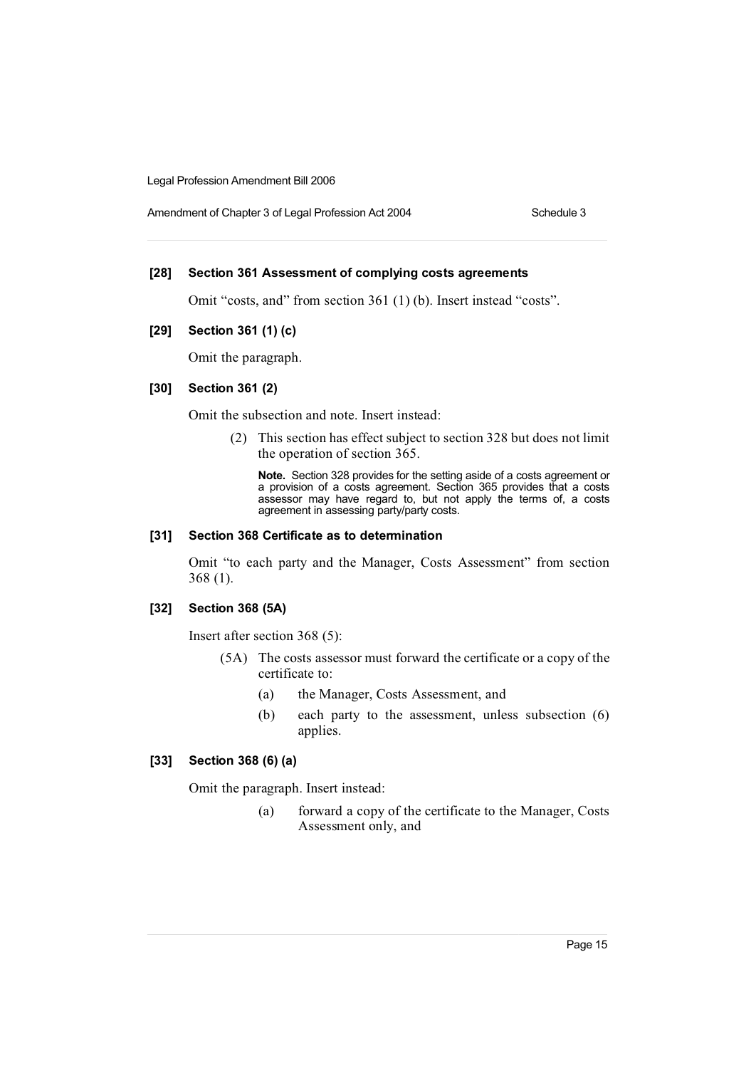**[28] Section 361 Assessment of complying costs agreements**

Omit "costs, and" from section 361 (1) (b). Insert instead "costs".

**[29] Section 361 (1) (c)**

Omit the paragraph.

**[30] Section 361 (2)**

Omit the subsection and note. Insert instead:

> (2) This section has effect subject to section 328 but does not limit the operation of section 365.
>
> **Note.** Section 328 provides for the setting aside of a costs agreement or a provision of a costs agreement. Section 365 provides that a costs assessor may have regard to, but not apply the terms of, a costs agreement in assessing party/party costs.

**[31] Section 368 Certificate as to determination**

Omit "to each party and the Manager, Costs Assessment" from section 368 (1).

**[32] Section 368 (5A)**

Insert after section 368 (5):

> (5A) The costs assessor must forward the certificate or a copy of the certificate to:
>
> (a) the Manager, Costs Assessment, and
>
> (b) each party to the assessment, unless subsection (6) applies.

**[33] Section 368 (6) (a)**

Omit the paragraph. Insert instead:

> (a) forward a copy of the certificate to the Manager, Costs Assessment only, and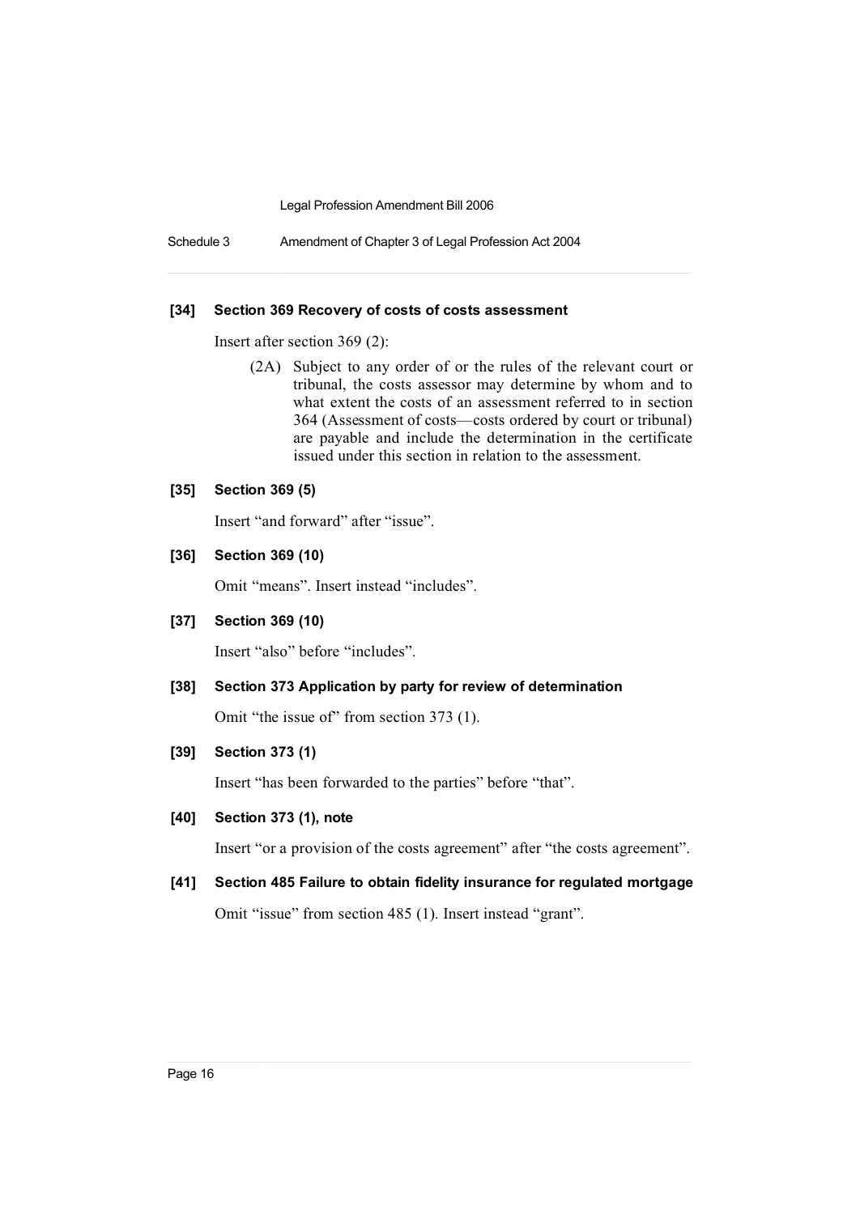**[34] Section 369 Recovery of costs of costs assessment**

Insert after section 369 (2):

> (2A) Subject to any order of or the rules of the relevant court or tribunal, the costs assessor may determine by whom and to what extent the costs of an assessment referred to in section 364 (Assessment of costs—costs ordered by court or tribunal) are payable and include the determination in the certificate issued under this section in relation to the assessment.

**[35] Section 369 (5)**

Insert "and forward" after "issue".

**[36] Section 369 (10)**

Omit "means". Insert instead "includes".

**[37] Section 369 (10)**

Insert "also" before "includes".

**[38] Section 373 Application by party for review of determination**

Omit "the issue of" from section 373 (1).

**[39] Section 373 (1)**

Insert "has been forwarded to the parties" before "that".

**[40] Section 373 (1), note**

Insert "or a provision of the costs agreement" after "the costs agreement".

**[41] Section 485 Failure to obtain fidelity insurance for regulated mortgage**

Omit "issue" from section 485 (1). Insert instead "grant".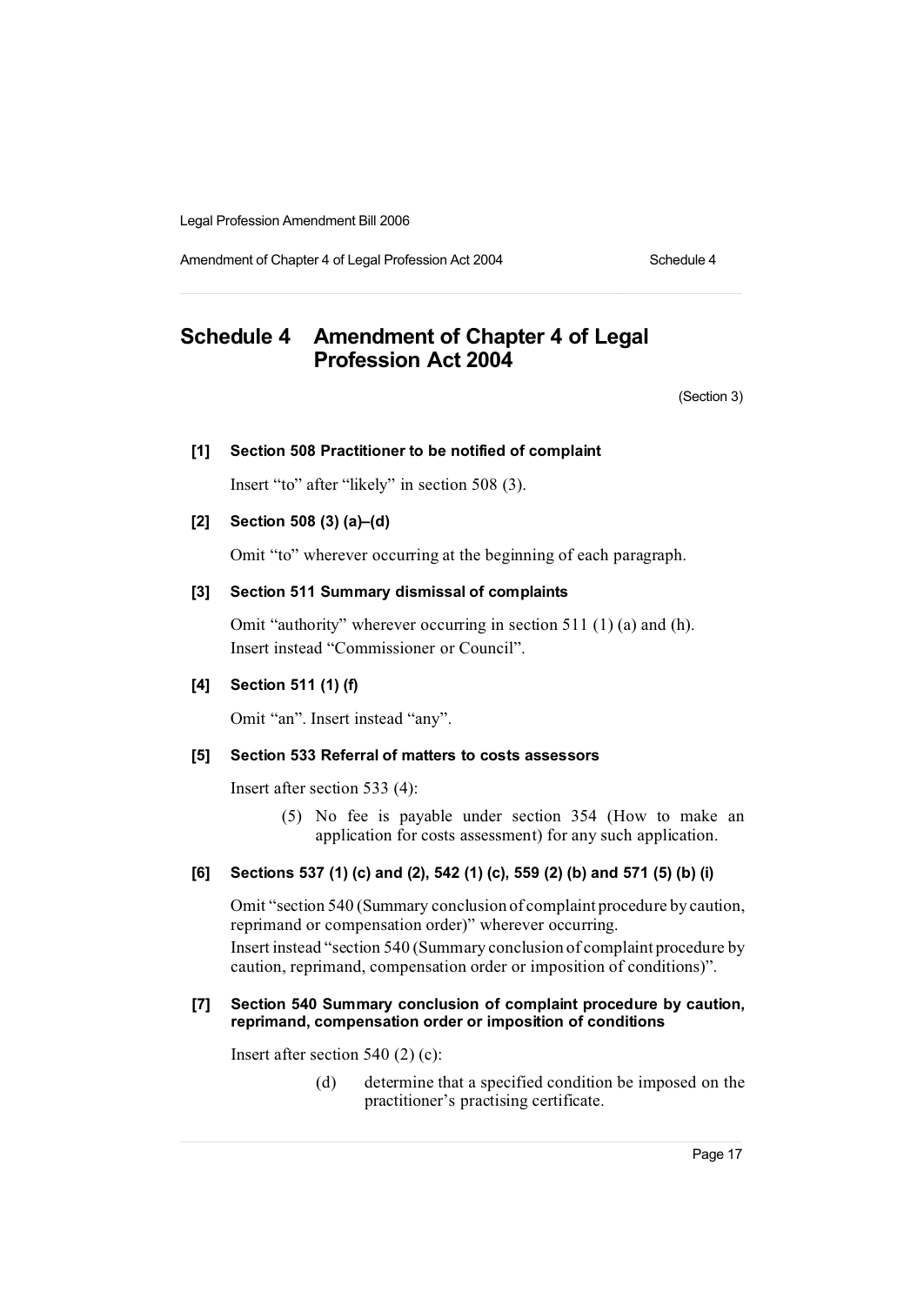# Schedule 4 Amendment of Chapter 4 of Legal Profession Act 2004

(Section 3)

**[1] Section 508 Practitioner to be notified of complaint**

Insert "to" after "likely" in section 508 (3).

**[2] Section 508 (3) (a)–(d)**

Omit "to" wherever occurring at the beginning of each paragraph.

**[3] Section 511 Summary dismissal of complaints**

Omit "authority" wherever occurring in section 511 (1) (a) and (h).
Insert instead "Commissioner or Council".

**[4] Section 511 (1) (f)**

Omit "an". Insert instead "any".

**[5] Section 533 Referral of matters to costs assessors**

Insert after section 533 (4):

> (5) No fee is payable under section 354 (How to make an application for costs assessment) for any such application.

**[6] Sections 537 (1) (c) and (2), 542 (1) (c), 559 (2) (b) and 571 (5) (b) (i)**

Omit "section 540 (Summary conclusion of complaint procedure by caution, reprimand or compensation order)" wherever occurring.
Insert instead "section 540 (Summary conclusion of complaint procedure by caution, reprimand, compensation order or imposition of conditions)".

**[7] Section 540 Summary conclusion of complaint procedure by caution, reprimand, compensation order or imposition of conditions**

Insert after section 540 (2) (c):

> (d) determine that a specified condition be imposed on the practitioner's practising certificate.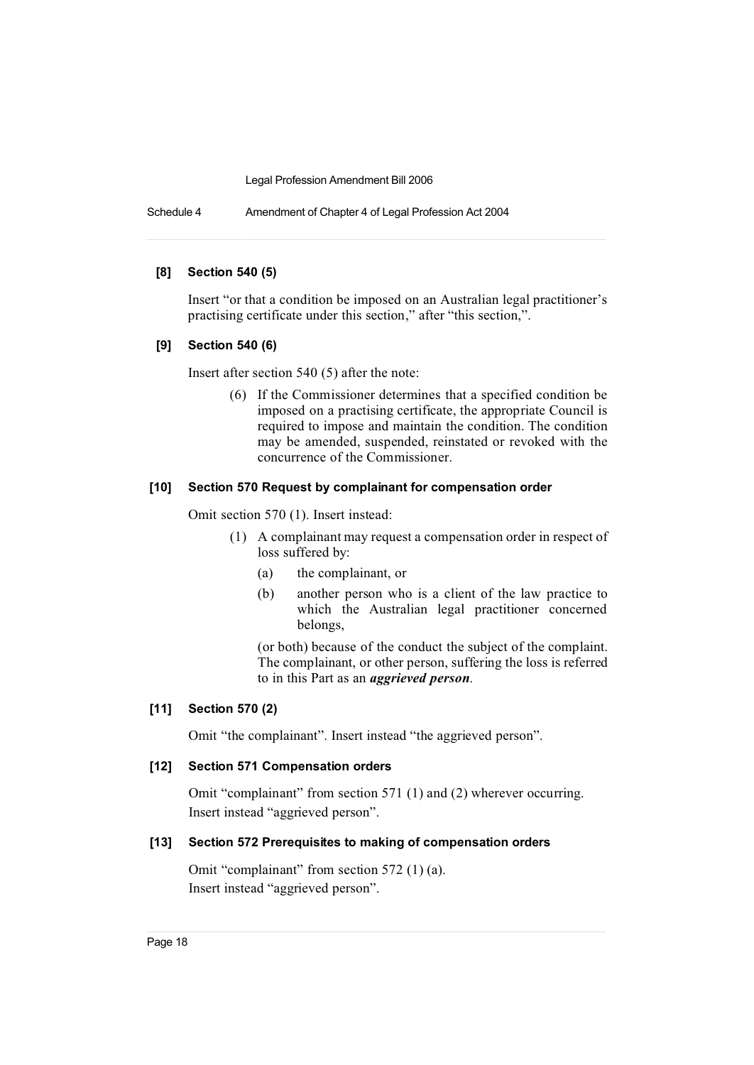**[8] Section 540 (5)**

Insert “or that a condition be imposed on an Australian legal practitioner’s practising certificate under this section,” after “this section,”.

**[9] Section 540 (6)**

Insert after section 540 (5) after the note:

> (6) If the Commissioner determines that a specified condition be imposed on a practising certificate, the appropriate Council is required to impose and maintain the condition. The condition may be amended, suspended, reinstated or revoked with the concurrence of the Commissioner.

**[10] Section 570 Request by complainant for compensation order**

Omit section 570 (1). Insert instead:

> (1) A complainant may request a compensation order in respect of loss suffered by:
>
> (a) the complainant, or
>
> (b) another person who is a client of the law practice to which the Australian legal practitioner concerned belongs,
>
> (or both) because of the conduct the subject of the complaint. The complainant, or other person, suffering the loss is referred to in this Part as an ***aggrieved person***.

**[11] Section 570 (2)**

Omit “the complainant”. Insert instead “the aggrieved person”.

**[12] Section 571 Compensation orders**

Omit “complainant” from section 571 (1) and (2) wherever occurring. Insert instead “aggrieved person”.

**[13] Section 572 Prerequisites to making of compensation orders**

Omit “complainant” from section 572 (1) (a). Insert instead “aggrieved person”.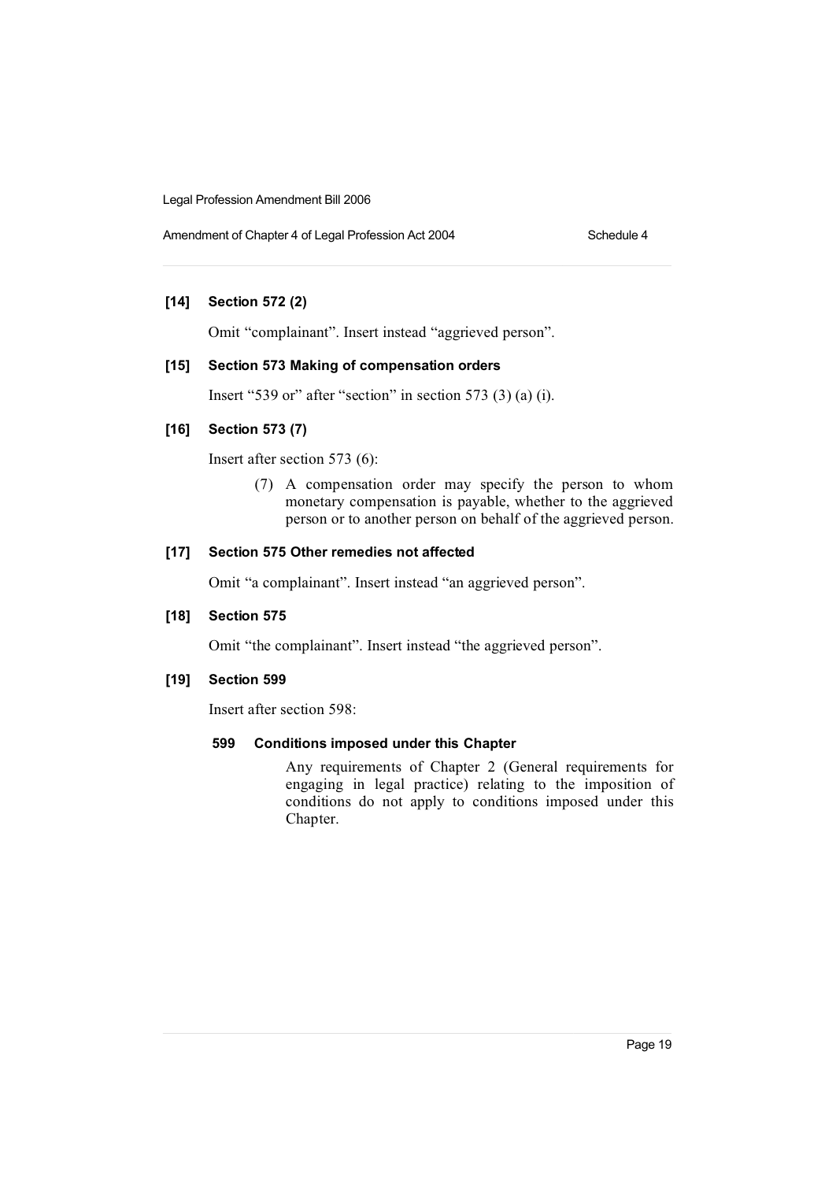**[14] Section 572 (2)**

Omit “complainant”. Insert instead “aggrieved person”.

**[15] Section 573 Making of compensation orders**

Insert “539 or” after “section” in section 573 (3) (a) (i).

**[16] Section 573 (7)**

Insert after section 573 (6):

> (7) A compensation order may specify the person to whom monetary compensation is payable, whether to the aggrieved person or to another person on behalf of the aggrieved person.

**[17] Section 575 Other remedies not affected**

Omit “a complainant”. Insert instead “an aggrieved person”.

**[18] Section 575**

Omit “the complainant”. Insert instead “the aggrieved person”.

**[19] Section 599**

Insert after section 598:

> **599 Conditions imposed under this Chapter**
>
> Any requirements of Chapter 2 (General requirements for engaging in legal practice) relating to the imposition of conditions do not apply to conditions imposed under this Chapter.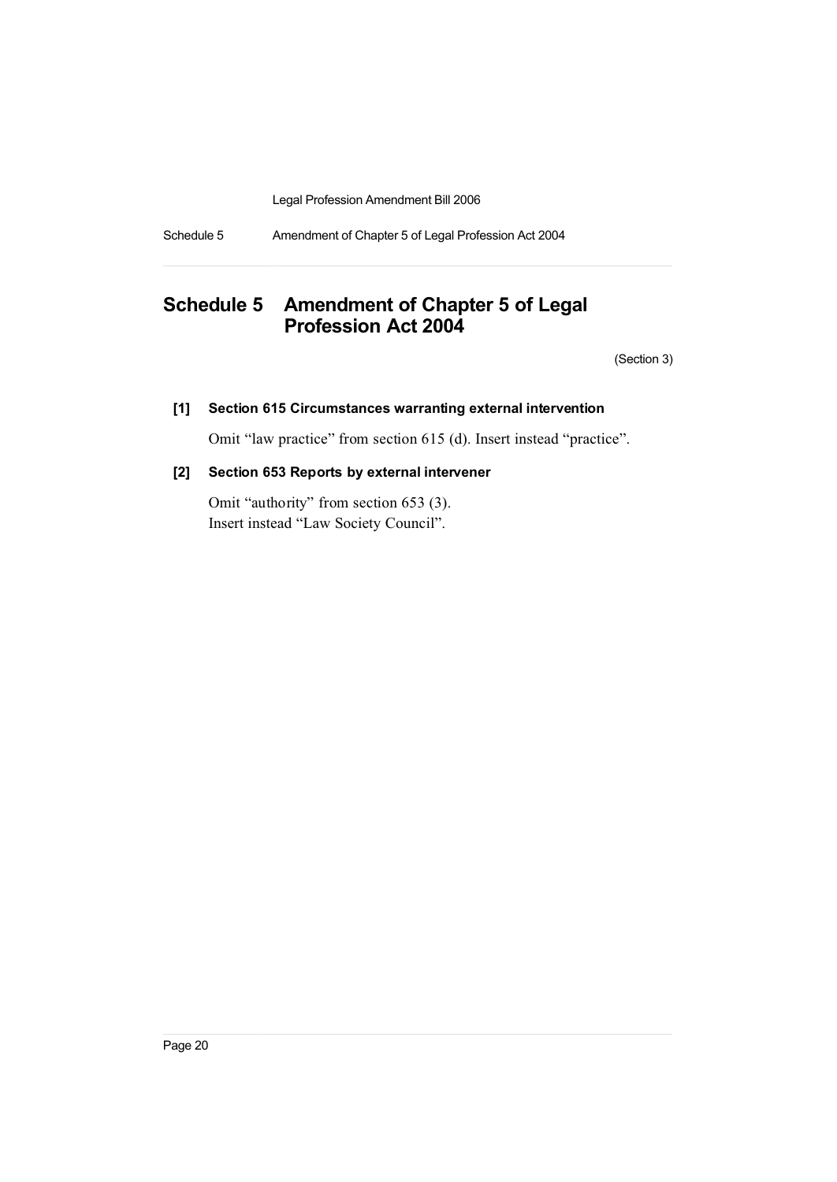# Schedule 5 Amendment of Chapter 5 of Legal Profession Act 2004

(Section 3)

### [1] Section 615 Circumstances warranting external intervention

Omit "law practice" from section 615 (d). Insert instead "practice".

### [2] Section 653 Reports by external intervener

Omit "authority" from section 653 (3).
Insert instead "Law Society Council".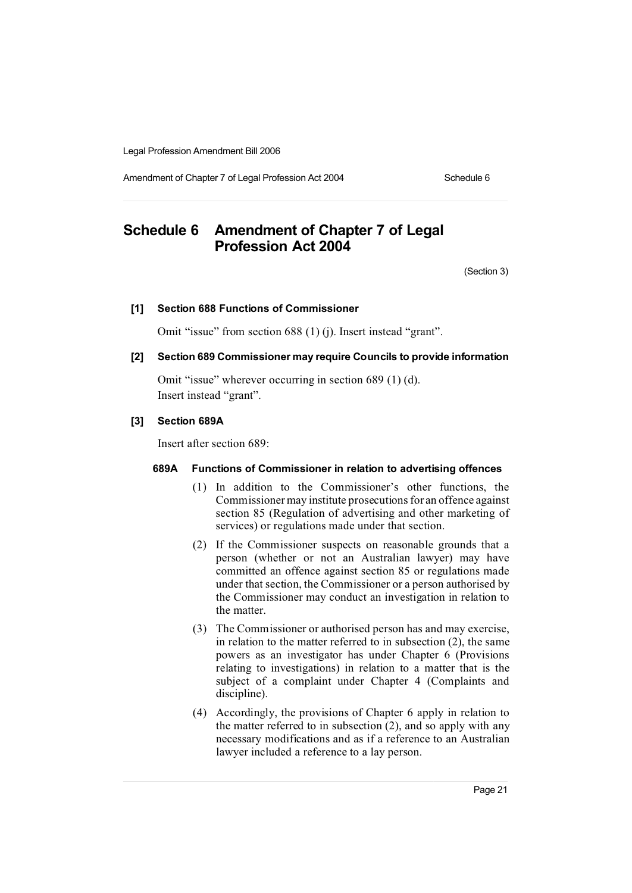# Schedule 6 Amendment of Chapter 7 of Legal Profession Act 2004

(Section 3)

### [1] Section 688 Functions of Commissioner

Omit "issue" from section 688 (1) (j). Insert instead "grant".

### [2] Section 689 Commissioner may require Councils to provide information

Omit "issue" wherever occurring in section 689 (1) (d).
Insert instead "grant".

### [3] Section 689A

Insert after section 689:

#### 689A Functions of Commissioner in relation to advertising offences

(1) In addition to the Commissioner's other functions, the Commissioner may institute prosecutions for an offence against section 85 (Regulation of advertising and other marketing of services) or regulations made under that section.

(2) If the Commissioner suspects on reasonable grounds that a person (whether or not an Australian lawyer) may have committed an offence against section 85 or regulations made under that section, the Commissioner or a person authorised by the Commissioner may conduct an investigation in relation to the matter.

(3) The Commissioner or authorised person has and may exercise, in relation to the matter referred to in subsection (2), the same powers as an investigator has under Chapter 6 (Provisions relating to investigations) in relation to a matter that is the subject of a complaint under Chapter 4 (Complaints and discipline).

(4) Accordingly, the provisions of Chapter 6 apply in relation to the matter referred to in subsection (2), and so apply with any necessary modifications and as if a reference to an Australian lawyer included a reference to a lay person.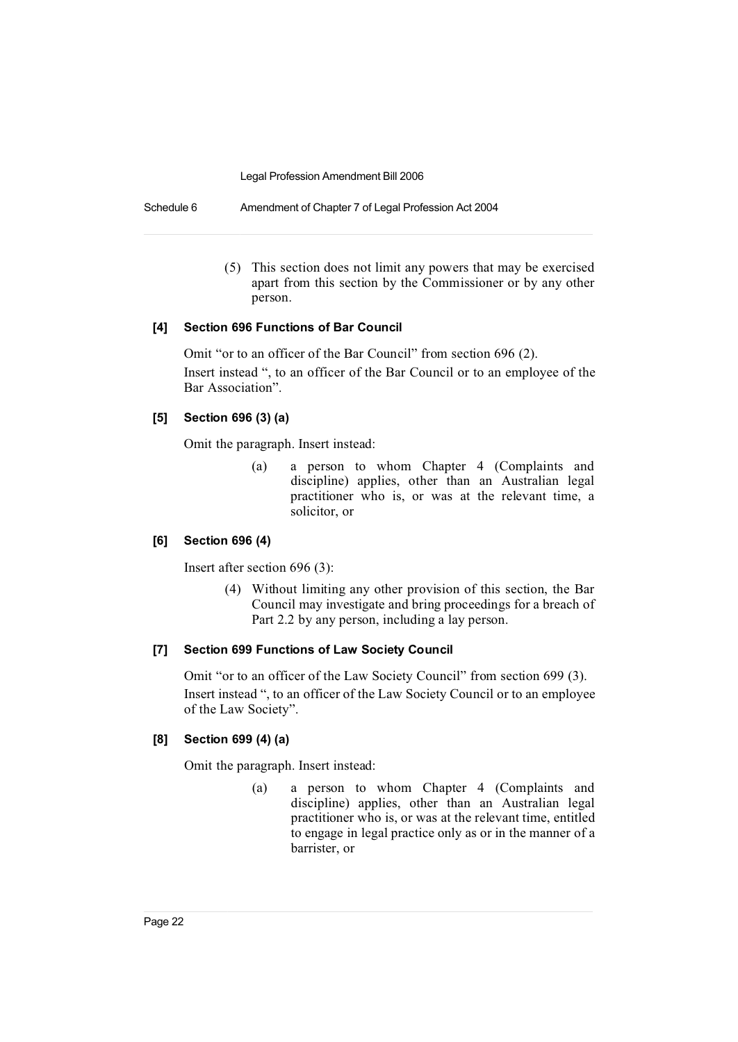(5) This section does not limit any powers that may be exercised apart from this section by the Commissioner or by any other person.

**[4] Section 696 Functions of Bar Council**

Omit "or to an officer of the Bar Council" from section 696 (2).

Insert instead ", to an officer of the Bar Council or to an employee of the Bar Association".

**[5] Section 696 (3) (a)**

Omit the paragraph. Insert instead:

(a) a person to whom Chapter 4 (Complaints and discipline) applies, other than an Australian legal practitioner who is, or was at the relevant time, a solicitor, or

**[6] Section 696 (4)**

Insert after section 696 (3):

(4) Without limiting any other provision of this section, the Bar Council may investigate and bring proceedings for a breach of Part 2.2 by any person, including a lay person.

**[7] Section 699 Functions of Law Society Council**

Omit "or to an officer of the Law Society Council" from section 699 (3).

Insert instead ", to an officer of the Law Society Council or to an employee of the Law Society".

**[8] Section 699 (4) (a)**

Omit the paragraph. Insert instead:

(a) a person to whom Chapter 4 (Complaints and discipline) applies, other than an Australian legal practitioner who is, or was at the relevant time, entitled to engage in legal practice only as or in the manner of a barrister, or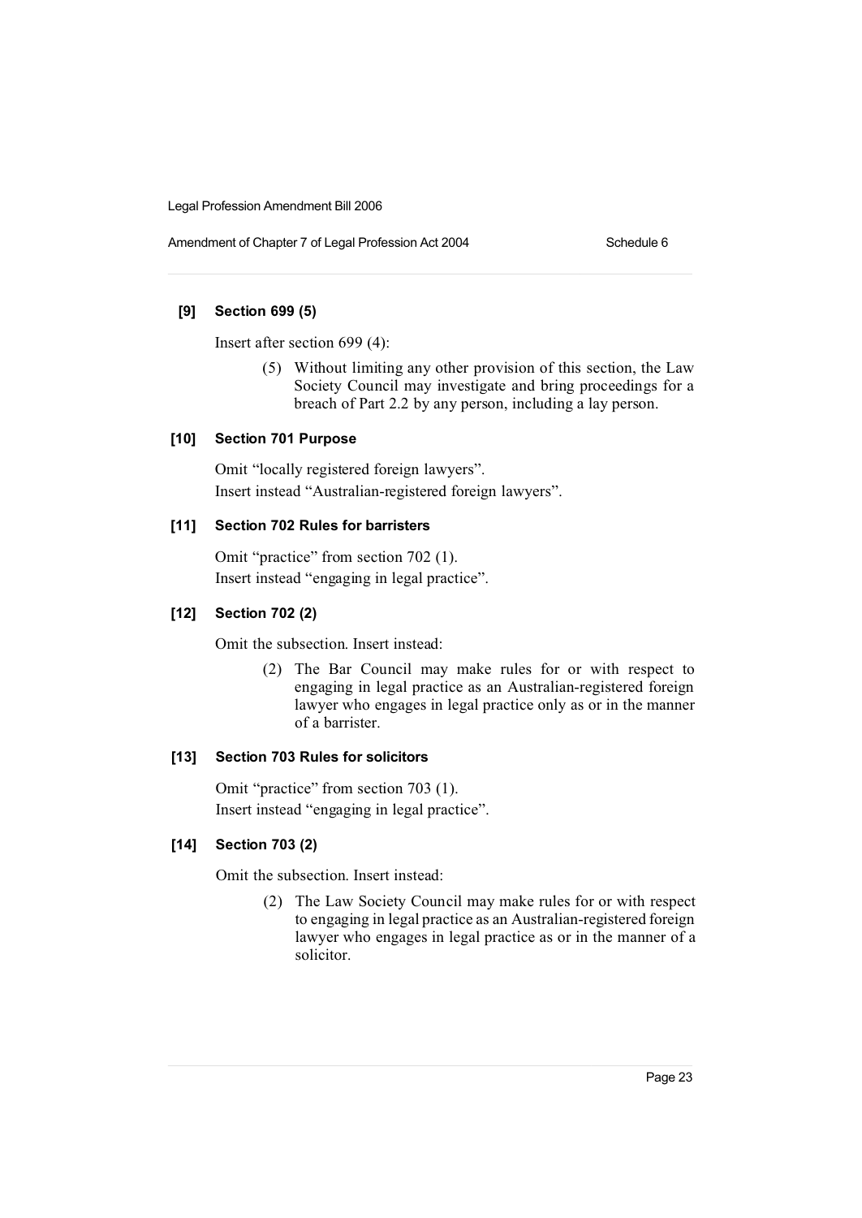### [9] Section 699 (5)

Insert after section 699 (4):

> (5) Without limiting any other provision of this section, the Law Society Council may investigate and bring proceedings for a breach of Part 2.2 by any person, including a lay person.

### [10] Section 701 Purpose

Omit "locally registered foreign lawyers".

Insert instead "Australian-registered foreign lawyers".

### [11] Section 702 Rules for barristers

Omit "practice" from section 702 (1).

Insert instead "engaging in legal practice".

### [12] Section 702 (2)

Omit the subsection. Insert instead:

> (2) The Bar Council may make rules for or with respect to engaging in legal practice as an Australian-registered foreign lawyer who engages in legal practice only as or in the manner of a barrister.

### [13] Section 703 Rules for solicitors

Omit "practice" from section 703 (1).

Insert instead "engaging in legal practice".

### [14] Section 703 (2)

Omit the subsection. Insert instead:

> (2) The Law Society Council may make rules for or with respect to engaging in legal practice as an Australian-registered foreign lawyer who engages in legal practice as or in the manner of a solicitor.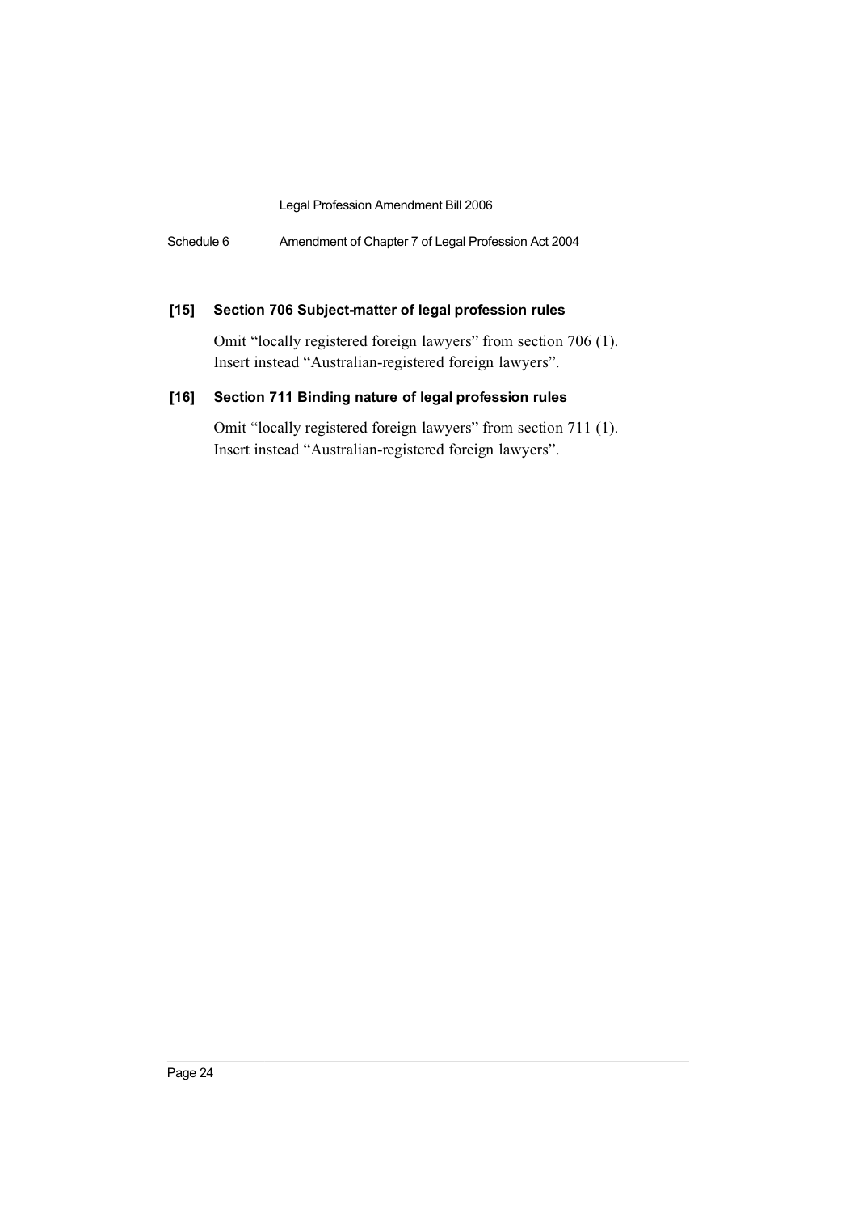### [15] Section 706 Subject-matter of legal profession rules

Omit “locally registered foreign lawyers” from section 706 (1). Insert instead “Australian-registered foreign lawyers”.

### [16] Section 711 Binding nature of legal profession rules

Omit “locally registered foreign lawyers” from section 711 (1). Insert instead “Australian-registered foreign lawyers”.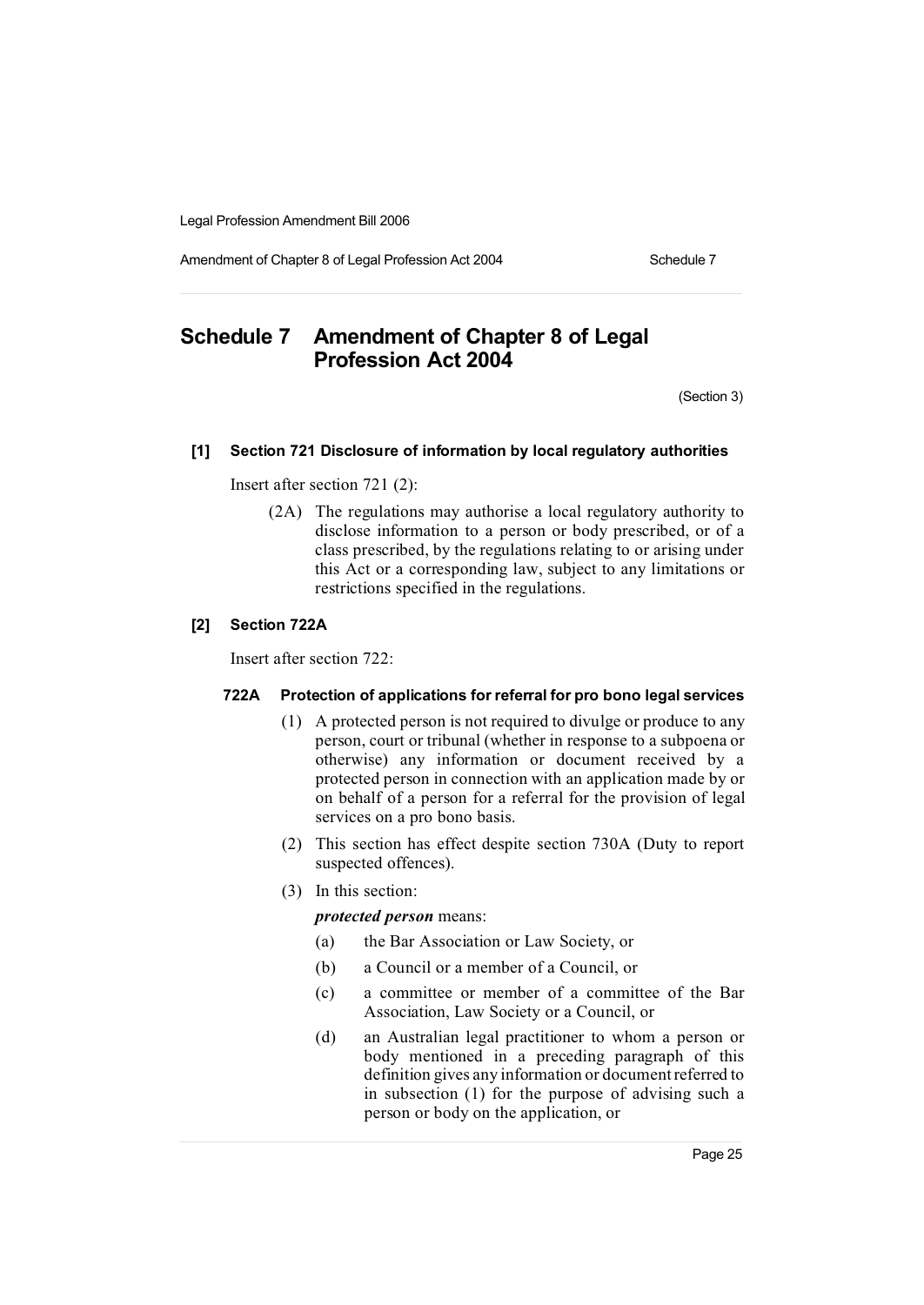# Schedule 7 Amendment of Chapter 8 of Legal Profession Act 2004

(Section 3)

### [1] Section 721 Disclosure of information by local regulatory authorities

Insert after section 721 (2):

(2A) The regulations may authorise a local regulatory authority to disclose information to a person or body prescribed, or of a class prescribed, by the regulations relating to or arising under this Act or a corresponding law, subject to any limitations or restrictions specified in the regulations.

### [2] Section 722A

Insert after section 722:

#### 722A Protection of applications for referral for pro bono legal services

(1) A protected person is not required to divulge or produce to any person, court or tribunal (whether in response to a subpoena or otherwise) any information or document received by a protected person in connection with an application made by or on behalf of a person for a referral for the provision of legal services on a pro bono basis.

(2) This section has effect despite section 730A (Duty to report suspected offences).

(3) In this section:

***protected person*** means:

(a) the Bar Association or Law Society, or

(b) a Council or a member of a Council, or

(c) a committee or member of a committee of the Bar Association, Law Society or a Council, or

(d) an Australian legal practitioner to whom a person or body mentioned in a preceding paragraph of this definition gives any information or document referred to in subsection (1) for the purpose of advising such a person or body on the application, or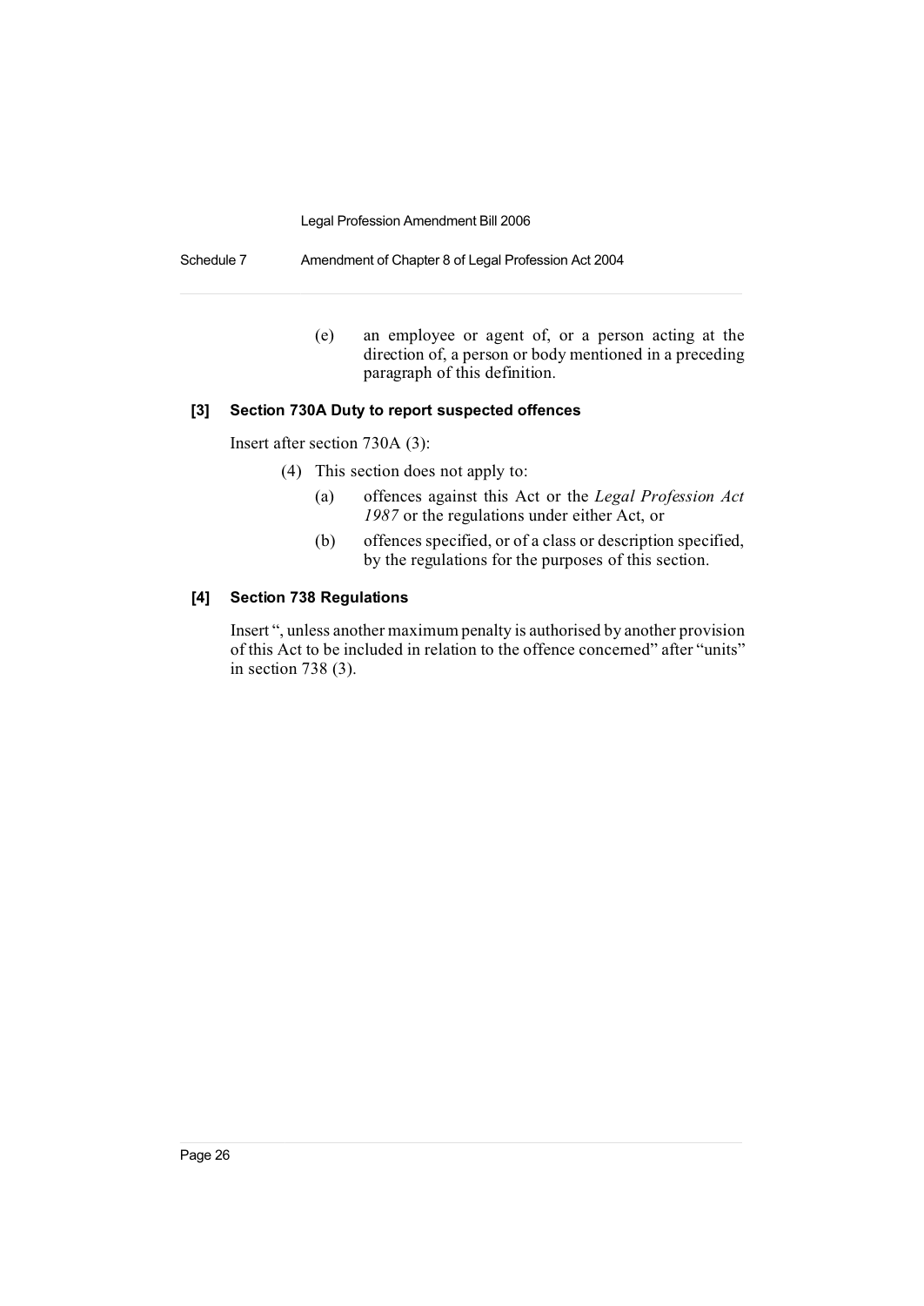(e) an employee or agent of, or a person acting at the direction of, a person or body mentioned in a preceding paragraph of this definition.

### [3] Section 730A Duty to report suspected offences

Insert after section 730A (3):

(4) This section does not apply to:

(a) offences against this Act or the *Legal Profession Act 1987* or the regulations under either Act, or

(b) offences specified, or of a class or description specified, by the regulations for the purposes of this section.

### [4] Section 738 Regulations

Insert ", unless another maximum penalty is authorised by another provision of this Act to be included in relation to the offence concerned" after "units" in section 738 (3).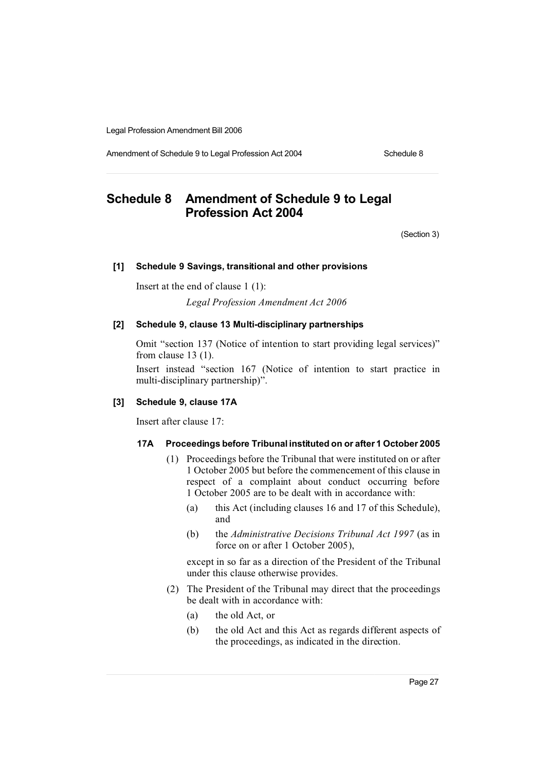## Schedule 8 Amendment of Schedule 9 to Legal Profession Act 2004

(Section 3)

**[1] Schedule 9 Savings, transitional and other provisions**

Insert at the end of clause 1 (1):

*Legal Profession Amendment Act 2006*

**[2] Schedule 9, clause 13 Multi-disciplinary partnerships**

Omit "section 137 (Notice of intention to start providing legal services)" from clause 13 (1).

Insert instead "section 167 (Notice of intention to start practice in multi-disciplinary partnership)".

**[3] Schedule 9, clause 17A**

Insert after clause 17:

**17A Proceedings before Tribunal instituted on or after 1 October 2005**

(1) Proceedings before the Tribunal that were instituted on or after 1 October 2005 but before the commencement of this clause in respect of a complaint about conduct occurring before 1 October 2005 are to be dealt with in accordance with:

(a) this Act (including clauses 16 and 17 of this Schedule), and

(b) the *Administrative Decisions Tribunal Act 1997* (as in force on or after 1 October 2005),

except in so far as a direction of the President of the Tribunal under this clause otherwise provides.

(2) The President of the Tribunal may direct that the proceedings be dealt with in accordance with:

(a) the old Act, or

(b) the old Act and this Act as regards different aspects of the proceedings, as indicated in the direction.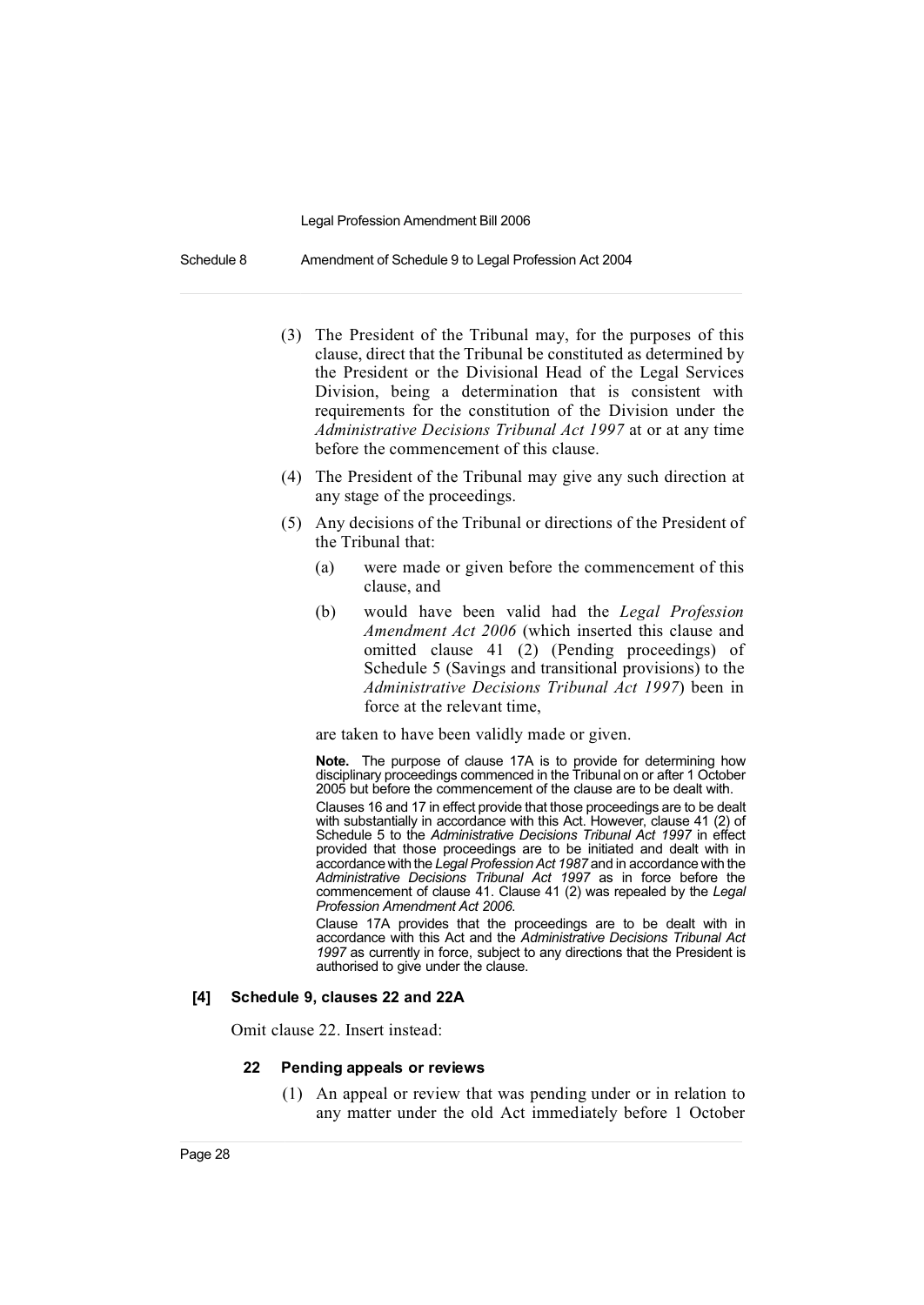(3) The President of the Tribunal may, for the purposes of this clause, direct that the Tribunal be constituted as determined by the President or the Divisional Head of the Legal Services Division, being a determination that is consistent with requirements for the constitution of the Division under the *Administrative Decisions Tribunal Act 1997* at or at any time before the commencement of this clause.

(4) The President of the Tribunal may give any such direction at any stage of the proceedings.

(5) Any decisions of the Tribunal or directions of the President of the Tribunal that:

- (a) were made or given before the commencement of this clause, and
- (b) would have been valid had the *Legal Profession Amendment Act 2006* (which inserted this clause and omitted clause 41 (2) (Pending proceedings) of Schedule 5 (Savings and transitional provisions) to the *Administrative Decisions Tribunal Act 1997*) been in force at the relevant time,

are taken to have been validly made or given.

**Note.** The purpose of clause 17A is to provide for determining how disciplinary proceedings commenced in the Tribunal on or after 1 October 2005 but before the commencement of the clause are to be dealt with.

Clauses 16 and 17 in effect provide that those proceedings are to be dealt with substantially in accordance with this Act. However, clause 41 (2) of Schedule 5 to the *Administrative Decisions Tribunal Act 1997* in effect provided that those proceedings are to be initiated and dealt with in accordance with the *Legal Profession Act 1987* and in accordance with the *Administrative Decisions Tribunal Act 1997* as in force before the commencement of clause 41. Clause 41 (2) was repealed by the *Legal Profession Amendment Act 2006*.

Clause 17A provides that the proceedings are to be dealt with in accordance with this Act and the *Administrative Decisions Tribunal Act 1997* as currently in force, subject to any directions that the President is authorised to give under the clause.

### [4] Schedule 9, clauses 22 and 22A

Omit clause 22. Insert instead:

#### 22 Pending appeals or reviews

(1) An appeal or review that was pending under or in relation to any matter under the old Act immediately before 1 October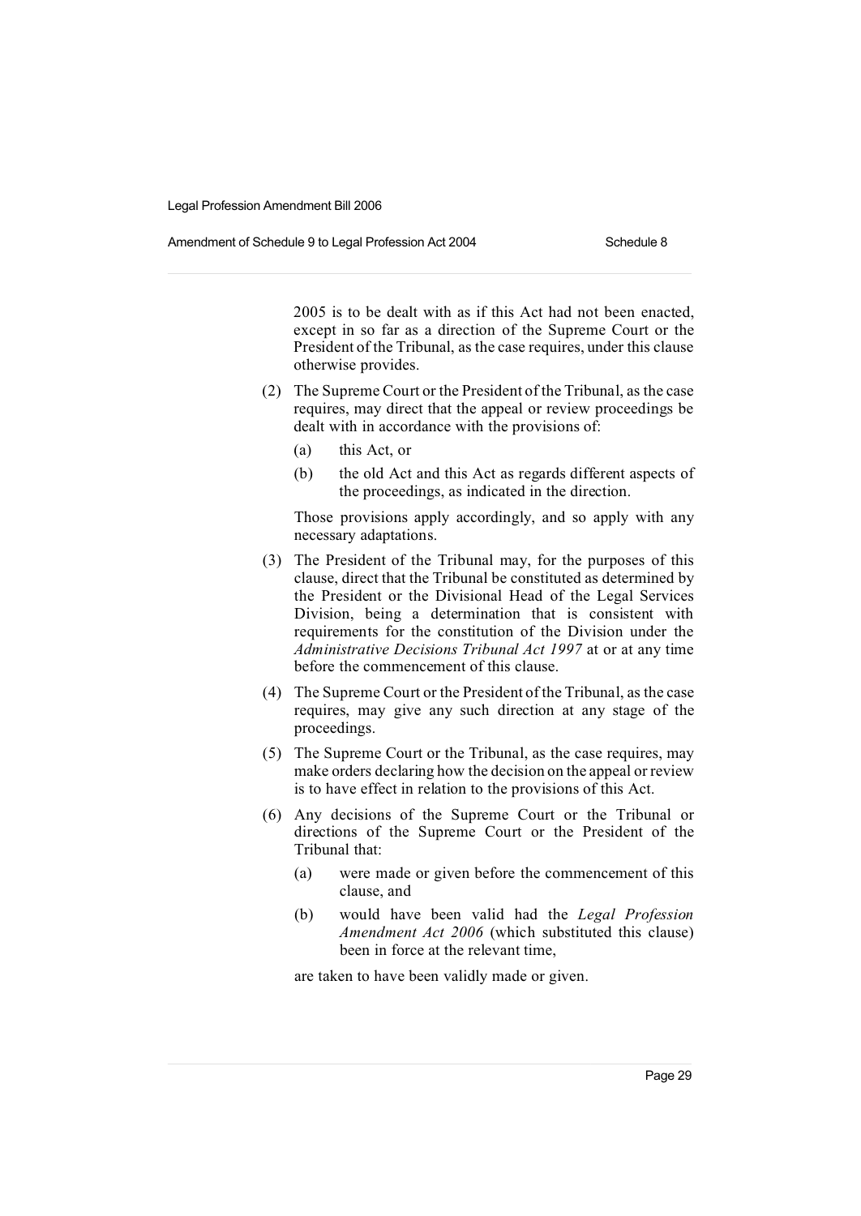2005 is to be dealt with as if this Act had not been enacted, except in so far as a direction of the Supreme Court or the President of the Tribunal, as the case requires, under this clause otherwise provides.

(2) The Supreme Court or the President of the Tribunal, as the case requires, may direct that the appeal or review proceedings be dealt with in accordance with the provisions of:

- (a) this Act, or
- (b) the old Act and this Act as regards different aspects of the proceedings, as indicated in the direction.

Those provisions apply accordingly, and so apply with any necessary adaptations.

(3) The President of the Tribunal may, for the purposes of this clause, direct that the Tribunal be constituted as determined by the President or the Divisional Head of the Legal Services Division, being a determination that is consistent with requirements for the constitution of the Division under the *Administrative Decisions Tribunal Act 1997* at or at any time before the commencement of this clause.

(4) The Supreme Court or the President of the Tribunal, as the case requires, may give any such direction at any stage of the proceedings.

(5) The Supreme Court or the Tribunal, as the case requires, may make orders declaring how the decision on the appeal or review is to have effect in relation to the provisions of this Act.

(6) Any decisions of the Supreme Court or the Tribunal or directions of the Supreme Court or the President of the Tribunal that:

- (a) were made or given before the commencement of this clause, and
- (b) would have been valid had the *Legal Profession Amendment Act 2006* (which substituted this clause) been in force at the relevant time,

are taken to have been validly made or given.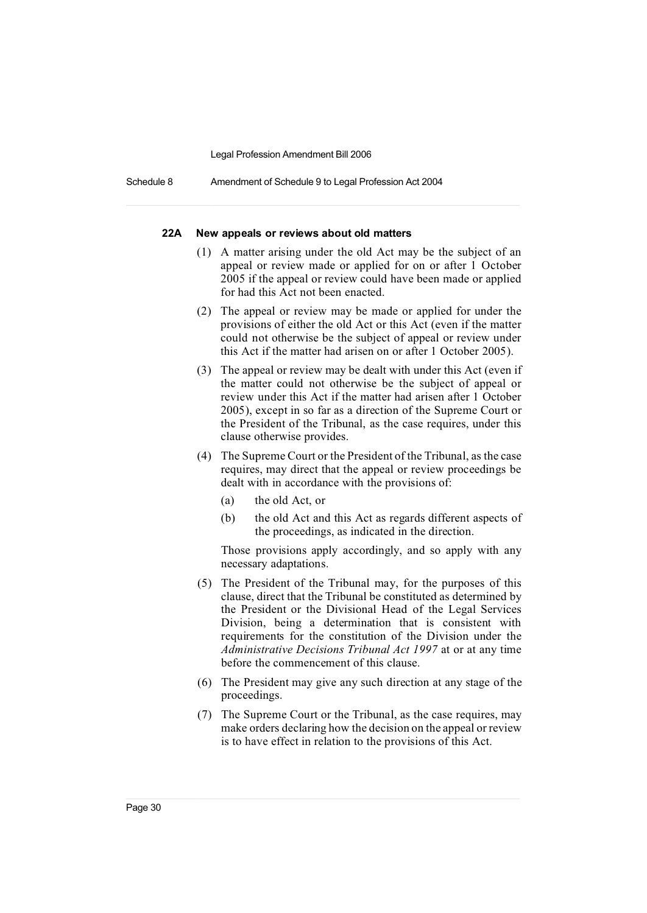#### 22A New appeals or reviews about old matters

(1) A matter arising under the old Act may be the subject of an appeal or review made or applied for on or after 1 October 2005 if the appeal or review could have been made or applied for had this Act not been enacted.

(2) The appeal or review may be made or applied for under the provisions of either the old Act or this Act (even if the matter could not otherwise be the subject of appeal or review under this Act if the matter had arisen on or after 1 October 2005).

(3) The appeal or review may be dealt with under this Act (even if the matter could not otherwise be the subject of appeal or review under this Act if the matter had arisen after 1 October 2005), except in so far as a direction of the Supreme Court or the President of the Tribunal, as the case requires, under this clause otherwise provides.

(4) The Supreme Court or the President of the Tribunal, as the case requires, may direct that the appeal or review proceedings be dealt with in accordance with the provisions of:

- (a) the old Act, or
- (b) the old Act and this Act as regards different aspects of the proceedings, as indicated in the direction.

Those provisions apply accordingly, and so apply with any necessary adaptations.

(5) The President of the Tribunal may, for the purposes of this clause, direct that the Tribunal be constituted as determined by the President or the Divisional Head of the Legal Services Division, being a determination that is consistent with requirements for the constitution of the Division under the *Administrative Decisions Tribunal Act 1997* at or at any time before the commencement of this clause.

(6) The President may give any such direction at any stage of the proceedings.

(7) The Supreme Court or the Tribunal, as the case requires, may make orders declaring how the decision on the appeal or review is to have effect in relation to the provisions of this Act.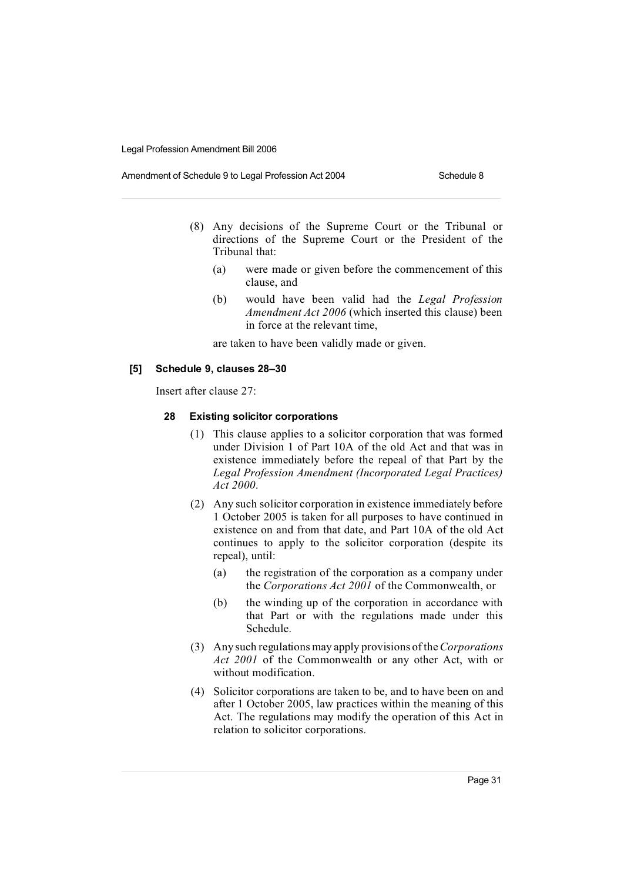(8) Any decisions of the Supreme Court or the Tribunal or directions of the Supreme Court or the President of the Tribunal that:

(a) were made or given before the commencement of this clause, and

(b) would have been valid had the *Legal Profession Amendment Act 2006* (which inserted this clause) been in force at the relevant time,

are taken to have been validly made or given.

#### [5] Schedule 9, clauses 28–30

Insert after clause 27:

##### 28 Existing solicitor corporations

(1) This clause applies to a solicitor corporation that was formed under Division 1 of Part 10A of the old Act and that was in existence immediately before the repeal of that Part by the *Legal Profession Amendment (Incorporated Legal Practices) Act 2000*.

(2) Any such solicitor corporation in existence immediately before 1 October 2005 is taken for all purposes to have continued in existence on and from that date, and Part 10A of the old Act continues to apply to the solicitor corporation (despite its repeal), until:

(a) the registration of the corporation as a company under the *Corporations Act 2001* of the Commonwealth, or

(b) the winding up of the corporation in accordance with that Part or with the regulations made under this Schedule.

(3) Any such regulations may apply provisions of the *Corporations Act 2001* of the Commonwealth or any other Act, with or without modification.

(4) Solicitor corporations are taken to be, and to have been on and after 1 October 2005, law practices within the meaning of this Act. The regulations may modify the operation of this Act in relation to solicitor corporations.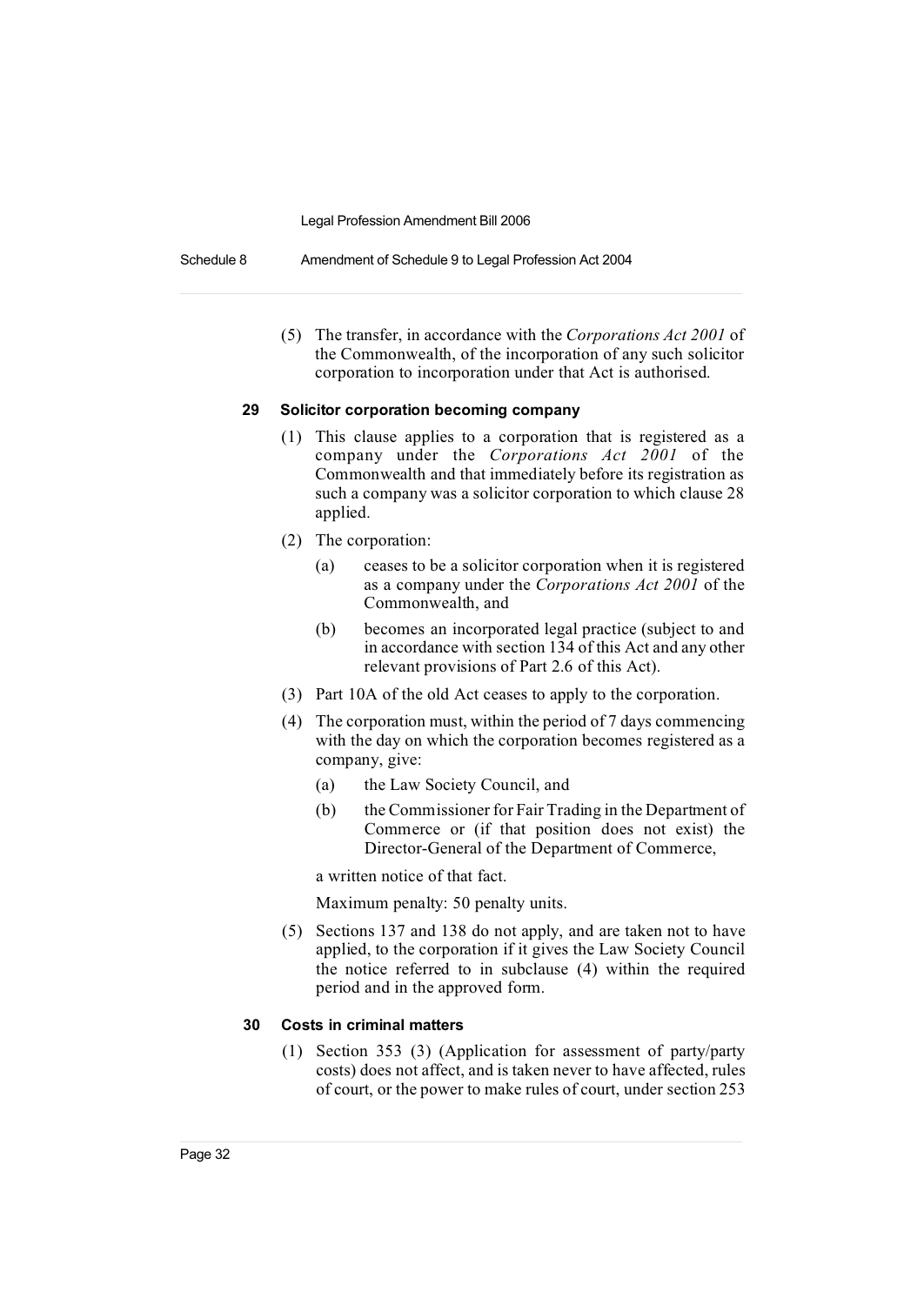(5) The transfer, in accordance with the *Corporations Act 2001* of the Commonwealth, of the incorporation of any such solicitor corporation to incorporation under that Act is authorised.

### 29 Solicitor corporation becoming company

(1) This clause applies to a corporation that is registered as a company under the *Corporations Act 2001* of the Commonwealth and that immediately before its registration as such a company was a solicitor corporation to which clause 28 applied.

(2) The corporation:

- (a) ceases to be a solicitor corporation when it is registered as a company under the *Corporations Act 2001* of the Commonwealth, and
- (b) becomes an incorporated legal practice (subject to and in accordance with section 134 of this Act and any other relevant provisions of Part 2.6 of this Act).

(3) Part 10A of the old Act ceases to apply to the corporation.

(4) The corporation must, within the period of 7 days commencing with the day on which the corporation becomes registered as a company, give:

- (a) the Law Society Council, and
- (b) the Commissioner for Fair Trading in the Department of Commerce or (if that position does not exist) the Director-General of the Department of Commerce,

a written notice of that fact.

Maximum penalty: 50 penalty units.

(5) Sections 137 and 138 do not apply, and are taken not to have applied, to the corporation if it gives the Law Society Council the notice referred to in subclause (4) within the required period and in the approved form.

### 30 Costs in criminal matters

(1) Section 353 (3) (Application for assessment of party/party costs) does not affect, and is taken never to have affected, rules of court, or the power to make rules of court, under section 253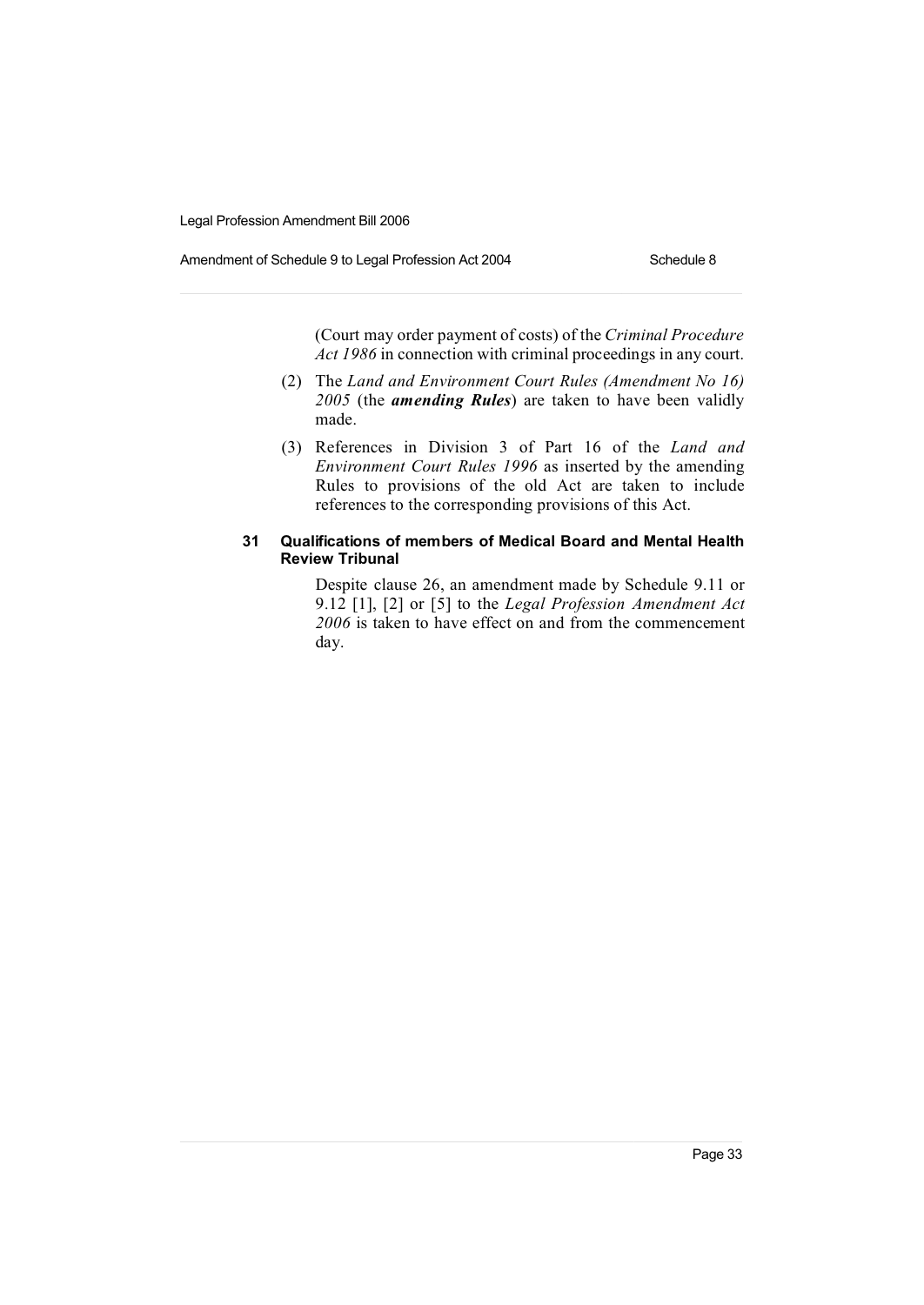(Court may order payment of costs) of the *Criminal Procedure Act 1986* in connection with criminal proceedings in any court.

(2) The *Land and Environment Court Rules (Amendment No 16) 2005* (the ***amending Rules***) are taken to have been validly made.

(3) References in Division 3 of Part 16 of the *Land and Environment Court Rules 1996* as inserted by the amending Rules to provisions of the old Act are taken to include references to the corresponding provisions of this Act.

**31 Qualifications of members of Medical Board and Mental Health Review Tribunal**

Despite clause 26, an amendment made by Schedule 9.11 or 9.12 [1], [2] or [5] to the *Legal Profession Amendment Act 2006* is taken to have effect on and from the commencement day.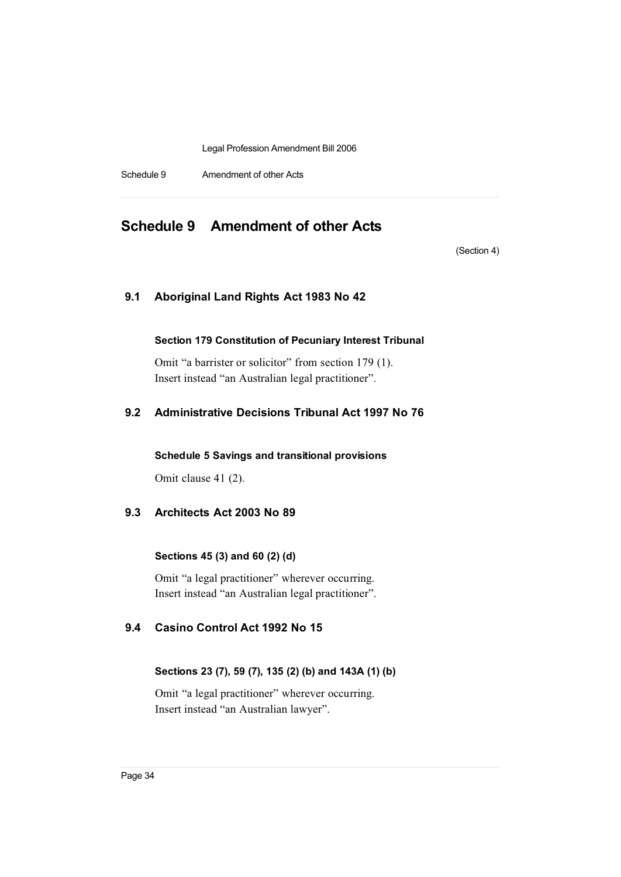# Schedule 9 Amendment of other Acts

(Section 4)

## 9.1 Aboriginal Land Rights Act 1983 No 42

### Section 179 Constitution of Pecuniary Interest Tribunal

Omit "a barrister or solicitor" from section 179 (1).
Insert instead "an Australian legal practitioner".

## 9.2 Administrative Decisions Tribunal Act 1997 No 76

### Schedule 5 Savings and transitional provisions

Omit clause 41 (2).

## 9.3 Architects Act 2003 No 89

### Sections 45 (3) and 60 (2) (d)

Omit "a legal practitioner" wherever occurring.
Insert instead "an Australian legal practitioner".

## 9.4 Casino Control Act 1992 No 15

### Sections 23 (7), 59 (7), 135 (2) (b) and 143A (1) (b)

Omit "a legal practitioner" wherever occurring.
Insert instead "an Australian lawyer".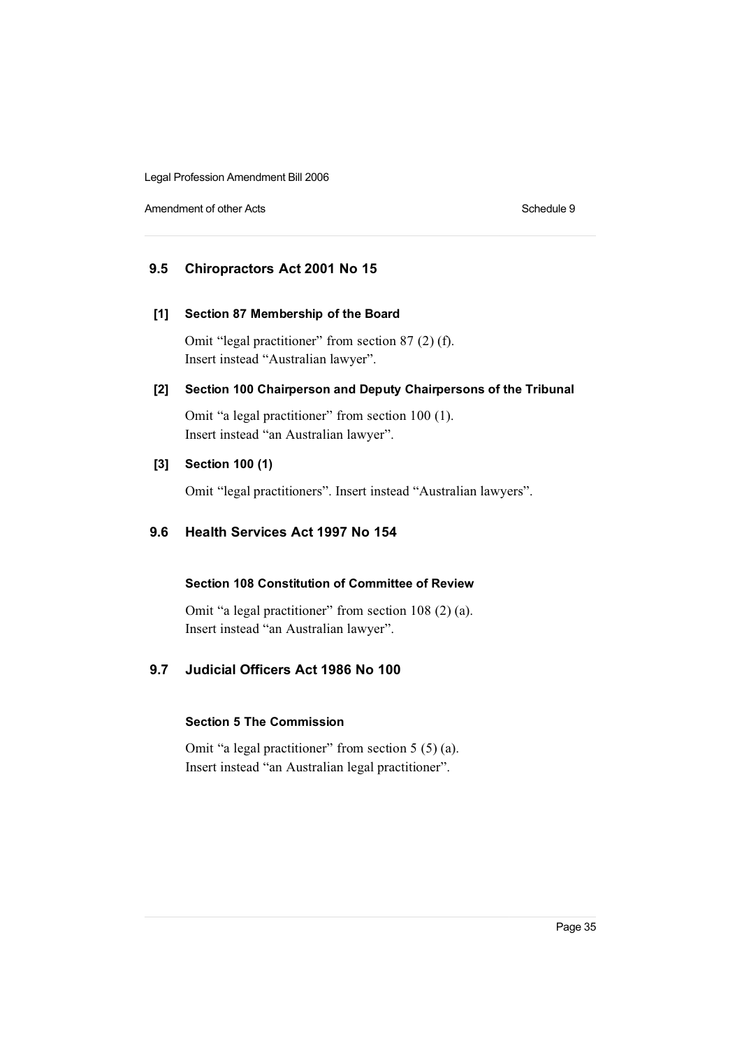## 9.5 Chiropractors Act 2001 No 15

### [1] Section 87 Membership of the Board

Omit "legal practitioner" from section 87 (2) (f).
Insert instead "Australian lawyer".

### [2] Section 100 Chairperson and Deputy Chairpersons of the Tribunal

Omit "a legal practitioner" from section 100 (1).
Insert instead "an Australian lawyer".

### [3] Section 100 (1)

Omit "legal practitioners". Insert instead "Australian lawyers".

## 9.6 Health Services Act 1997 No 154

### Section 108 Constitution of Committee of Review

Omit "a legal practitioner" from section 108 (2) (a).
Insert instead "an Australian lawyer".

## 9.7 Judicial Officers Act 1986 No 100

### Section 5 The Commission

Omit "a legal practitioner" from section 5 (5) (a).
Insert instead "an Australian legal practitioner".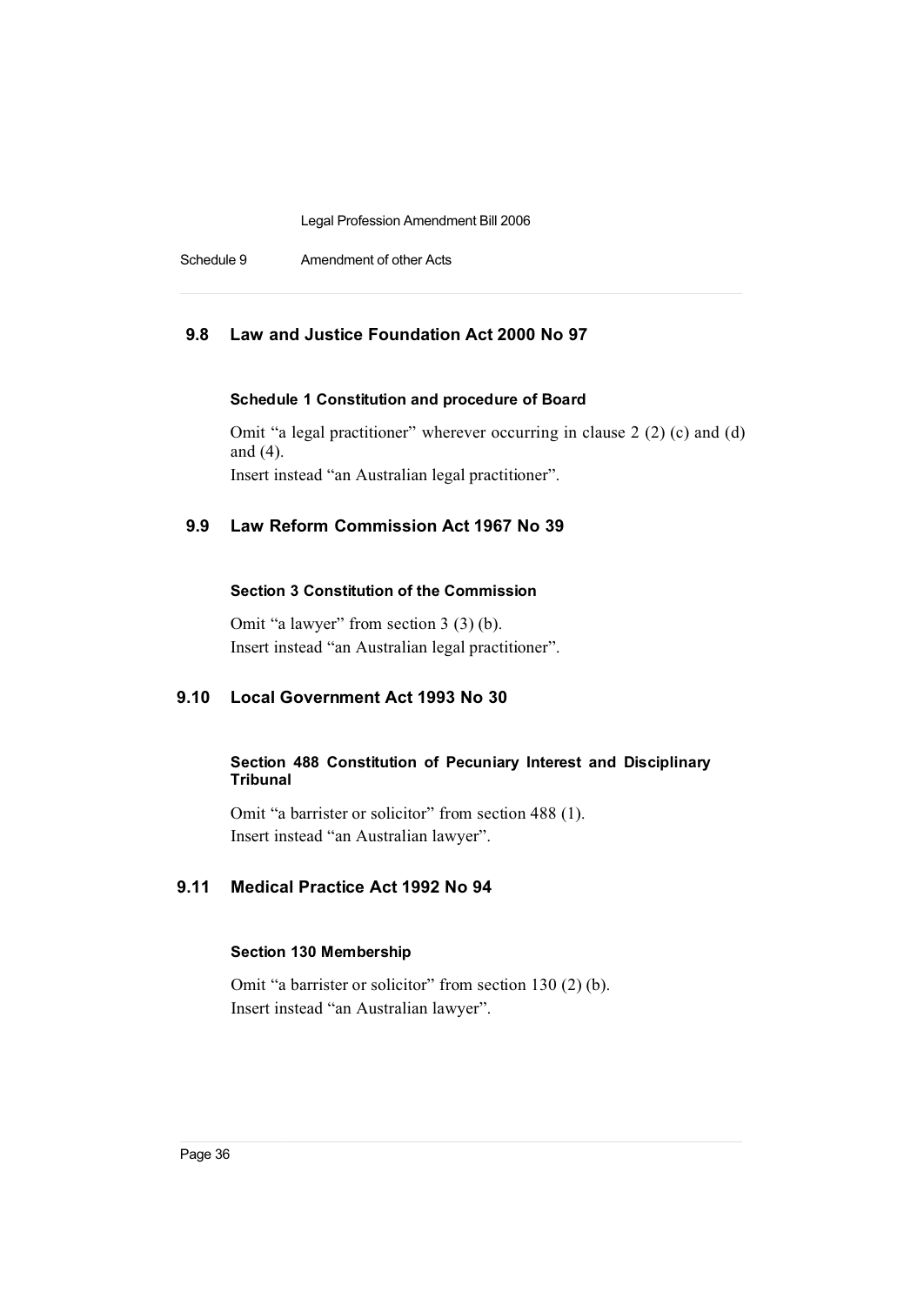## 9.8 Law and Justice Foundation Act 2000 No 97

### Schedule 1 Constitution and procedure of Board

Omit "a legal practitioner" wherever occurring in clause 2 (2) (c) and (d) and (4).
Insert instead "an Australian legal practitioner".

## 9.9 Law Reform Commission Act 1967 No 39

### Section 3 Constitution of the Commission

Omit "a lawyer" from section 3 (3) (b).
Insert instead "an Australian legal practitioner".

## 9.10 Local Government Act 1993 No 30

### Section 488 Constitution of Pecuniary Interest and Disciplinary Tribunal

Omit "a barrister or solicitor" from section 488 (1).
Insert instead "an Australian lawyer".

## 9.11 Medical Practice Act 1992 No 94

### Section 130 Membership

Omit "a barrister or solicitor" from section 130 (2) (b).
Insert instead "an Australian lawyer".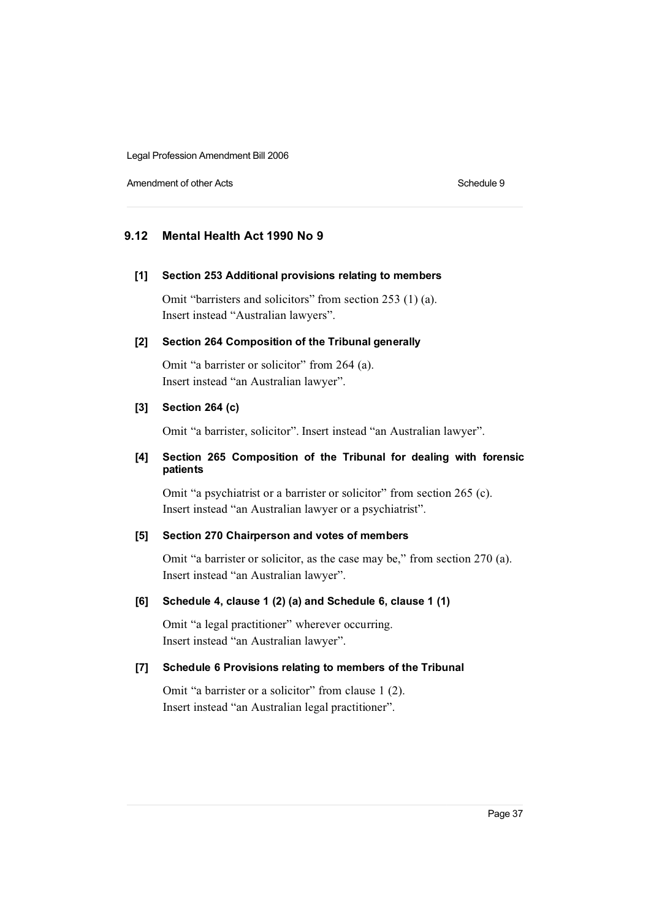## 9.12 Mental Health Act 1990 No 9

### [1] Section 253 Additional provisions relating to members

Omit "barristers and solicitors" from section 253 (1) (a). Insert instead "Australian lawyers".

### [2] Section 264 Composition of the Tribunal generally

Omit "a barrister or solicitor" from 264 (a). Insert instead "an Australian lawyer".

### [3] Section 264 (c)

Omit "a barrister, solicitor". Insert instead "an Australian lawyer".

### [4] Section 265 Composition of the Tribunal for dealing with forensic patients

Omit "a psychiatrist or a barrister or solicitor" from section 265 (c). Insert instead "an Australian lawyer or a psychiatrist".

### [5] Section 270 Chairperson and votes of members

Omit "a barrister or solicitor, as the case may be," from section 270 (a). Insert instead "an Australian lawyer".

### [6] Schedule 4, clause 1 (2) (a) and Schedule 6, clause 1 (1)

Omit "a legal practitioner" wherever occurring. Insert instead "an Australian lawyer".

### [7] Schedule 6 Provisions relating to members of the Tribunal

Omit "a barrister or a solicitor" from clause 1 (2). Insert instead "an Australian legal practitioner".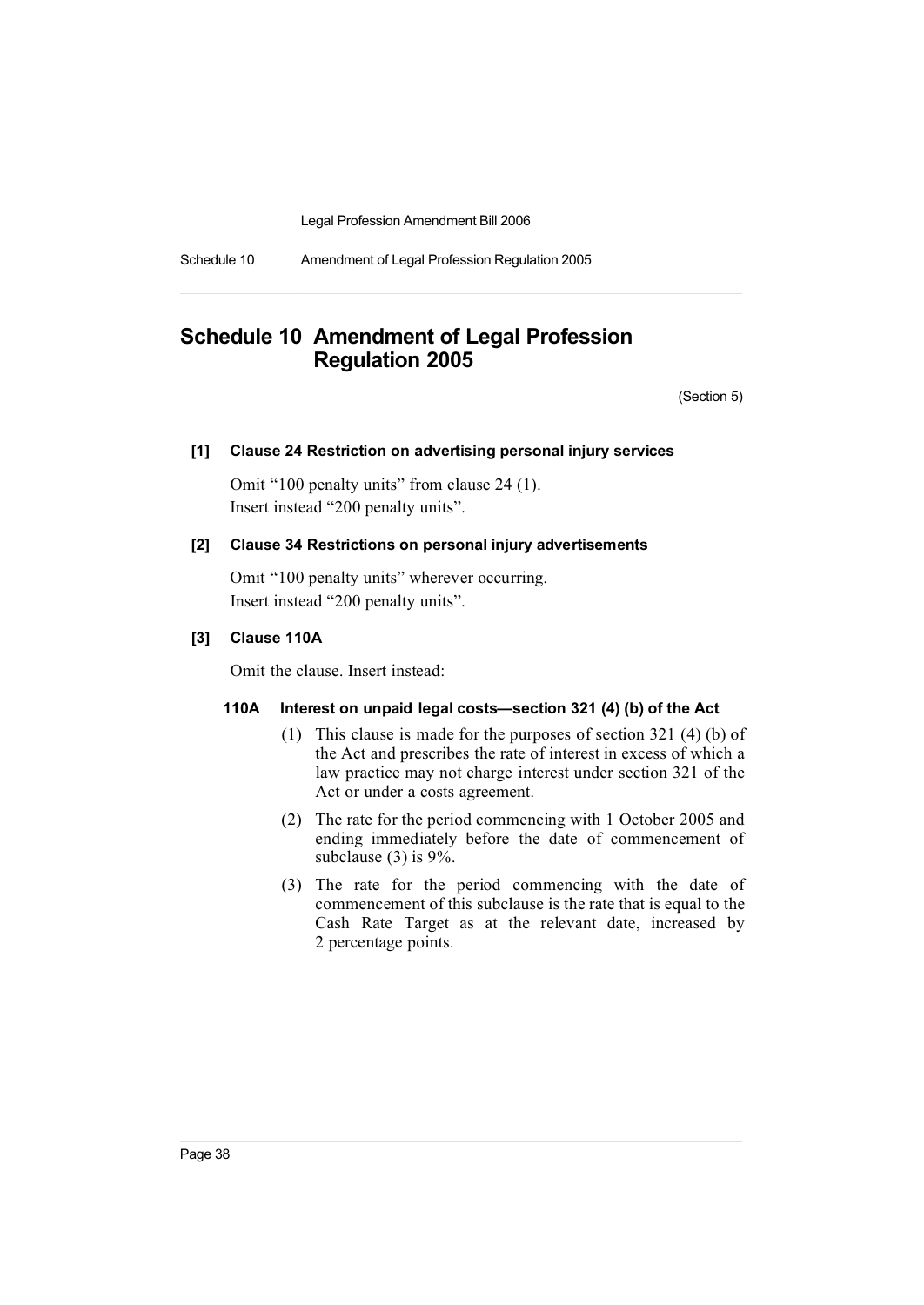# Schedule 10 Amendment of Legal Profession Regulation 2005

(Section 5)

**[1] Clause 24 Restriction on advertising personal injury services**

Omit "100 penalty units" from clause 24 (1).
Insert instead "200 penalty units".

**[2] Clause 34 Restrictions on personal injury advertisements**

Omit "100 penalty units" wherever occurring.
Insert instead "200 penalty units".

**[3] Clause 110A**

Omit the clause. Insert instead:

**110A Interest on unpaid legal costs—section 321 (4) (b) of the Act**

(1) This clause is made for the purposes of section 321 (4) (b) of the Act and prescribes the rate of interest in excess of which a law practice may not charge interest under section 321 of the Act or under a costs agreement.

(2) The rate for the period commencing with 1 October 2005 and ending immediately before the date of commencement of subclause (3) is 9%.

(3) The rate for the period commencing with the date of commencement of this subclause is the rate that is equal to the Cash Rate Target as at the relevant date, increased by 2 percentage points.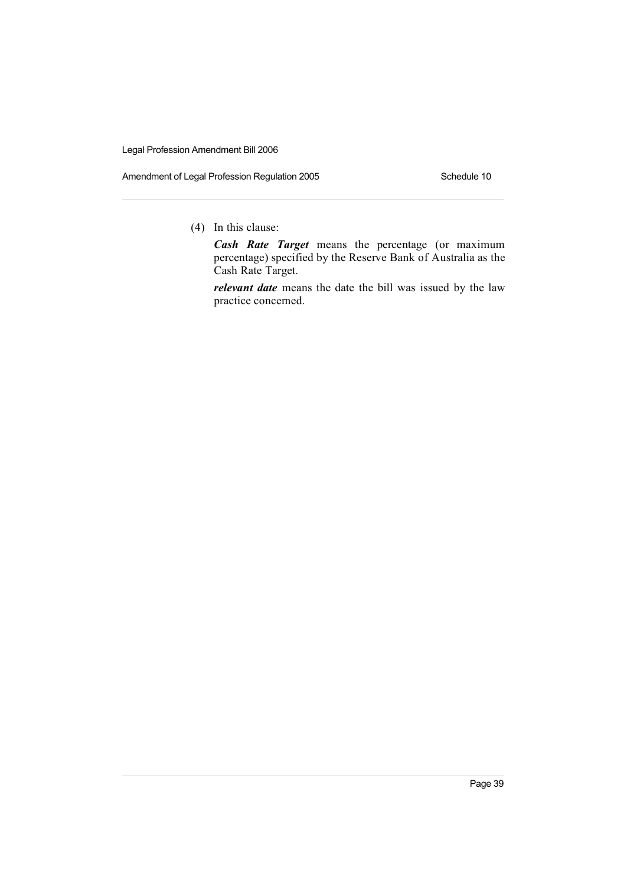(4) In this clause:

***Cash Rate Target*** means the percentage (or maximum percentage) specified by the Reserve Bank of Australia as the Cash Rate Target.

***relevant date*** means the date the bill was issued by the law practice concerned.